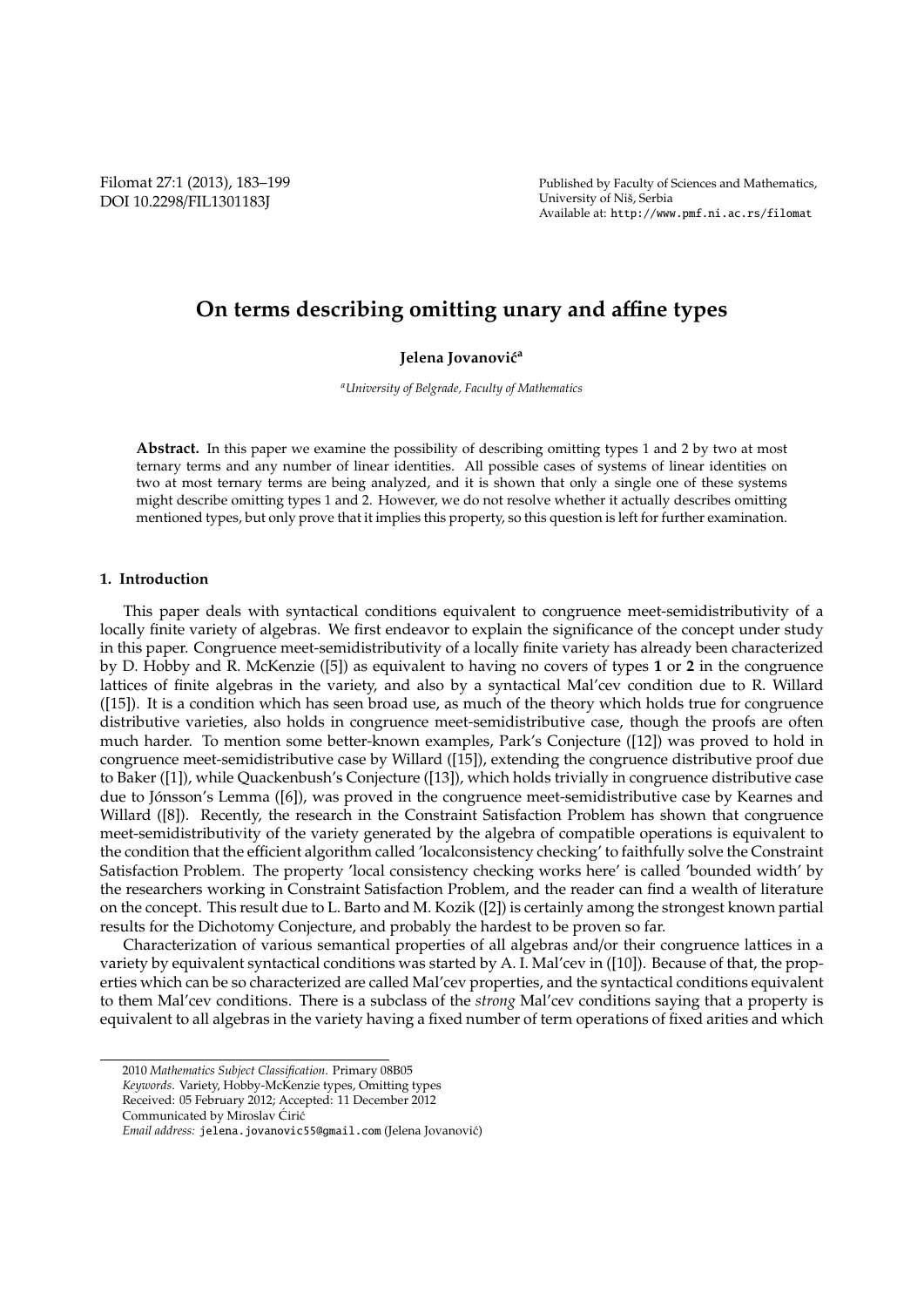# On terms describing omitting unary and affine types

**Jelena Jovanović**[a]

[a]*University of Belgrade, Faculty of Mathematics*

**Abstract.** In this paper we examine the possibility of describing omitting types 1 and 2 by two at most ternary terms and any number of linear identities. All possible cases of systems of linear identities on two at most ternary terms are being analyzed, and it is shown that only a single one of these systems might describe omitting types 1 and 2. However, we do not resolve whether it actually describes omitting mentioned types, but only prove that it implies this property, so this question is left for further examination.

## 1. Introduction

This paper deals with syntactical conditions equivalent to congruence meet-semidistributivity of a locally finite variety of algebras. We first endeavor to explain the significance of the concept under study in this paper. Congruence meet-semidistributivity of a locally finite variety has already been characterized by D. Hobby and R. McKenzie ([5]) as equivalent to having no covers of types **1** or **2** in the congruence lattices of finite algebras in the variety, and also by a syntactical Mal'cev condition due to R. Willard ([15]). It is a condition which has seen broad use, as much of the theory which holds true for congruence distributive varieties, also holds in congruence meet-semidistributive case, though the proofs are often much harder. To mention some better-known examples, Park's Conjecture ([12]) was proved to hold in congruence meet-semidistributive case by Willard ([15]), extending the congruence distributive proof due to Baker ([1]), while Quackenbush's Conjecture ([13]), which holds trivially in congruence distributive case due to Jónsson's Lemma ([6]), was proved in the congruence meet-semidistributive case by Kearnes and Willard ([8]). Recently, the research in the Constraint Satisfaction Problem has shown that congruence meet-semidistributivity of the variety generated by the algebra of compatible operations is equivalent to the condition that the efficient algorithm called 'localconsistency checking' to faithfully solve the Constraint Satisfaction Problem. The property 'local consistency checking works here' is called 'bounded width' by the researchers working in Constraint Satisfaction Problem, and the reader can find a wealth of literature on the concept. This result due to L. Barto and M. Kozik ([2]) is certainly among the strongest known partial results for the Dichotomy Conjecture, and probably the hardest to be proven so far.

Characterization of various semantical properties of all algebras and/or their congruence lattices in a variety by equivalent syntactical conditions was started by A. I. Mal'cev in ([10]). Because of that, the properties which can be so characterized are called Mal'cev properties, and the syntactical conditions equivalent to them Mal'cev conditions. There is a subclass of the *strong* Mal'cev conditions saying that a property is equivalent to all algebras in the variety having a fixed number of term operations of fixed arities and which

---

2010 *Mathematics Subject Classification.* Primary 08B05

*Keywords.* Variety, Hobby-McKenzie types, Omitting types

Received: 05 February 2012; Accepted: 11 December 2012

Communicated by Miroslav Ćirić

*Email address:* jelena.jovanovic55@gmail.com (Jelena Jovanović)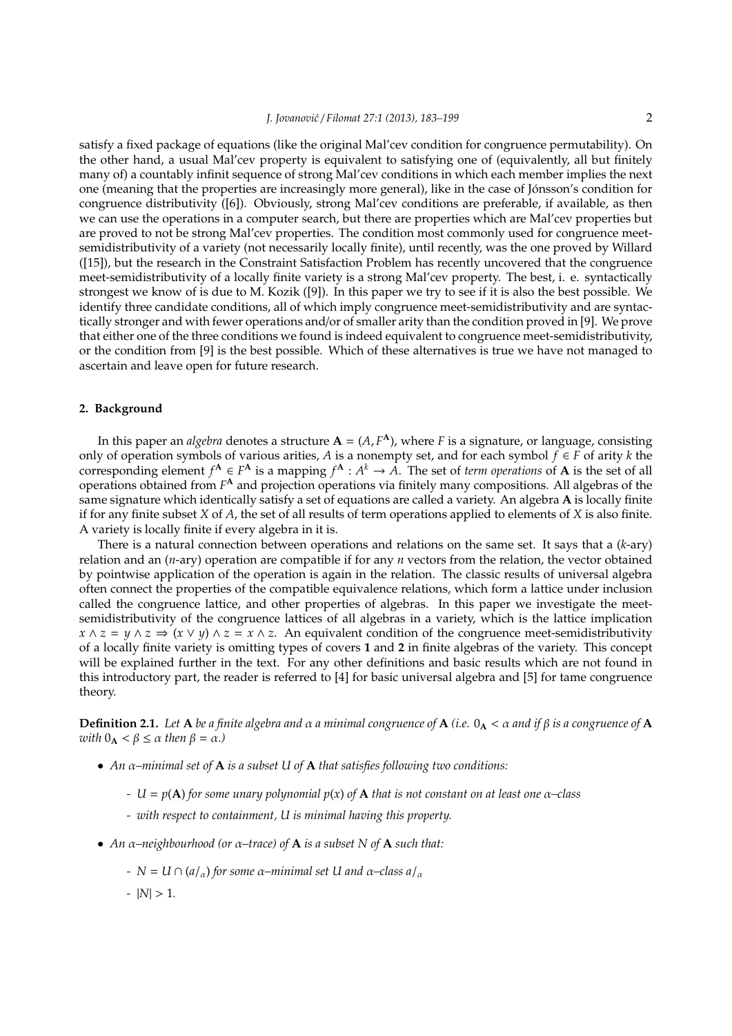satisfy a fixed package of equations (like the original Mal'cev condition for congruence permutability). On the other hand, a usual Mal'cev property is equivalent to satisfying one of (equivalently, all but finitely many of) a countably infinit sequence of strong Mal'cev conditions in which each member implies the next one (meaning that the properties are increasingly more general), like in the case of Jónsson's condition for congruence distributivity ([6]). Obviously, strong Mal'cev conditions are preferable, if available, as then we can use the operations in a computer search, but there are properties which are Mal'cev properties but are proved to not be strong Mal'cev properties. The condition most commonly used for congruence meet-semidistributivity of a variety (not necessarily locally finite), until recently, was the one proved by Willard ([15]), but the research in the Constraint Satisfaction Problem has recently uncovered that the congruence meet-semidistributivity of a locally finite variety is a strong Mal'cev property. The best, i. e. syntactically strongest we know of is due to M. Kozik ([9]). In this paper we try to see if it is also the best possible. We identify three candidate conditions, all of which imply congruence meet-semidistributivity and are syntactically stronger and with fewer operations and/or of smaller arity than the condition proved in [9]. We prove that either one of the three conditions we found is indeed equivalent to congruence meet-semidistributivity, or the condition from [9] is the best possible. Which of these alternatives is true we have not managed to ascertain and leave open for future research.

## 2. Background

In this paper an *algebra* denotes a structure $\mathbf{A} = (A, F^{\mathbf{A}})$, where $F$ is a signature, or language, consisting only of operation symbols of various arities, $A$ is a nonempty set, and for each symbol $f \in F$ of arity $k$ the corresponding element $f^{\mathbf{A}} \in F^{\mathbf{A}}$ is a mapping $f^{\mathbf{A}} : A^k \to A$. The set of *term operations* of $\mathbf{A}$ is the set of all operations obtained from $F^{\mathbf{A}}$ and projection operations via finitely many compositions. All algebras of the same signature which identically satisfy a set of equations are called a variety. An algebra $\mathbf{A}$ is locally finite if for any finite subset $X$ of $A$, the set of all results of term operations applied to elements of $X$ is also finite. A variety is locally finite if every algebra in it is.

There is a natural connection between operations and relations on the same set. It says that a ($k$-ary) relation and an ($n$-ary) operation are compatible if for any $n$ vectors from the relation, the vector obtained by pointwise application of the operation is again in the relation. The classic results of universal algebra often connect the properties of the compatible equivalence relations, which form a lattice under inclusion called the congruence lattice, and other properties of algebras. In this paper we investigate the meet-semidistributivity of the congruence lattices of all algebras in a variety, which is the lattice implication $x \wedge z = y \wedge z \Rightarrow (x \vee y) \wedge z = x \wedge z$. An equivalent condition of the congruence meet-semidistributivity of a locally finite variety is omitting types of covers **1** and **2** in finite algebras of the variety. This concept will be explained further in the text. For any other definitions and basic results which are not found in this introductory part, the reader is referred to [4] for basic universal algebra and [5] for tame congruence theory.

**Definition 2.1.** *Let $\mathbf{A}$ be a finite algebra and $\alpha$ a minimal congruence of $\mathbf{A}$ (i.e. $0_{\mathbf{A}} < \alpha$ and if $\beta$ is a congruence of $\mathbf{A}$ with $0_{\mathbf{A}} < \beta \leq \alpha$ then $\beta = \alpha$.)*

- *An $\alpha$–minimal set of $\mathbf{A}$ is a subset $U$ of $\mathbf{A}$ that satisfies following two conditions:*
  - *$U = p(\mathbf{A})$ for some unary polynomial $p(x)$ of $\mathbf{A}$ that is not constant on at least one $\alpha$–class*
  - *with respect to containment, $U$ is minimal having this property.*
- *An $\alpha$–neighbourhood (or $\alpha$–trace) of $\mathbf{A}$ is a subset $N$ of $\mathbf{A}$ such that:*
  - *$N = U \cap (a/_{\alpha})$ for some $\alpha$–minimal set $U$ and $\alpha$–class $a/_{\alpha}$*
  - *$|N| > 1$.*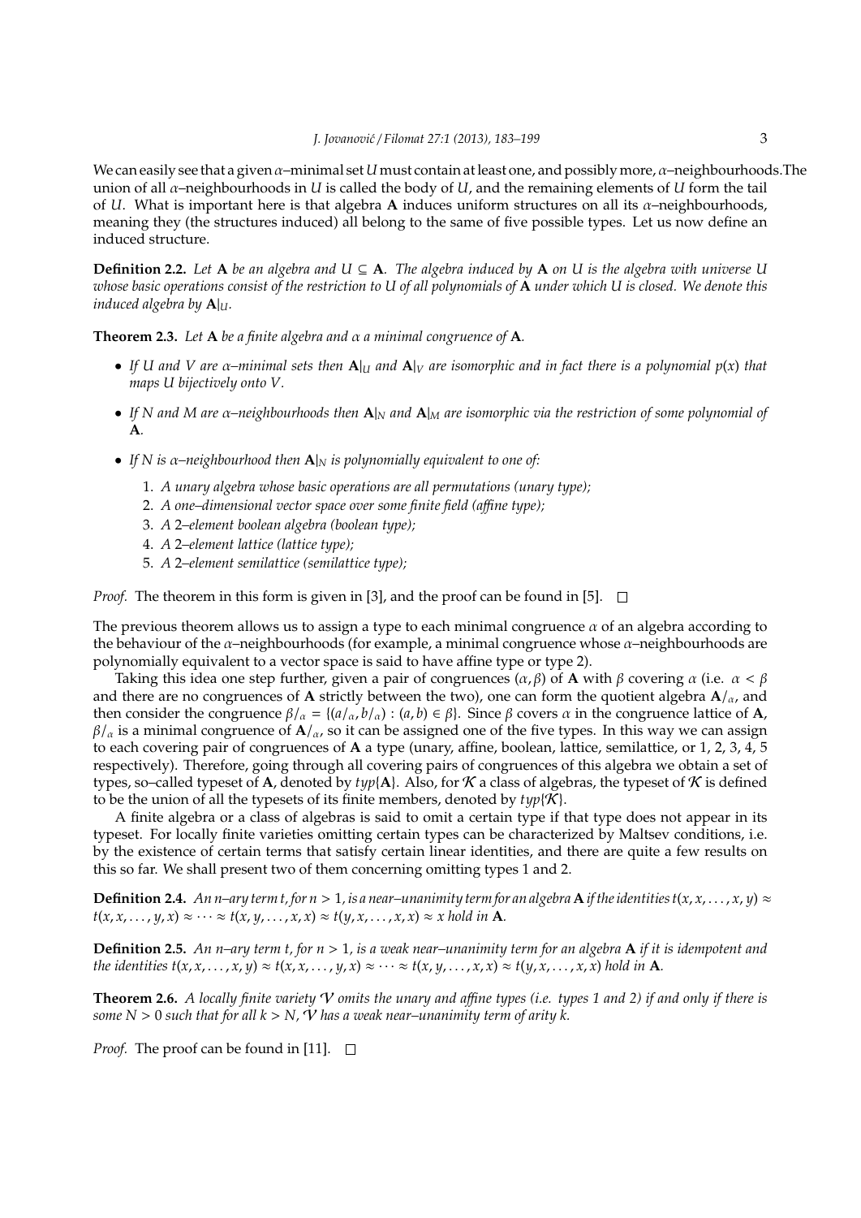We can easily see that a given $\alpha$–minimal set $U$ must contain at least one, and possibly more, $\alpha$–neighbourhoods. The union of all $\alpha$–neighbourhoods in $U$ is called the body of $U$, and the remaining elements of $U$ form the tail of $U$. What is important here is that algebra $\mathbf{A}$ induces uniform structures on all its $\alpha$–neighbourhoods, meaning they (the structures induced) all belong to the same of five possible types. Let us now define an induced structure.

**Definition 2.2.** *Let $\mathbf{A}$ be an algebra and $U \subseteq \mathbf{A}$. The algebra induced by $\mathbf{A}$ on $U$ is the algebra with universe $U$ whose basic operations consist of the restriction to $U$ of all polynomials of $\mathbf{A}$ under which $U$ is closed. We denote this induced algebra by $\mathbf{A}|_U$.*

**Theorem 2.3.** *Let $\mathbf{A}$ be a finite algebra and $\alpha$ a minimal congruence of $\mathbf{A}$.*

- *If $U$ and $V$ are $\alpha$–minimal sets then $\mathbf{A}|_U$ and $\mathbf{A}|_V$ are isomorphic and in fact there is a polynomial $p(x)$ that maps $U$ bijectively onto $V$.*
- *If $N$ and $M$ are $\alpha$–neighbourhoods then $\mathbf{A}|_N$ and $\mathbf{A}|_M$ are isomorphic via the restriction of some polynomial of $\mathbf{A}$.*
- *If $N$ is $\alpha$–neighbourhood then $\mathbf{A}|_N$ is polynomially equivalent to one of:*
  1. *A unary algebra whose basic operations are all permutations (unary type);*
  2. *A one–dimensional vector space over some finite field (affine type);*
  3. *A 2–element boolean algebra (boolean type);*
  4. *A 2–element lattice (lattice type);*
  5. *A 2–element semilattice (semilattice type);*

*Proof.* The theorem in this form is given in [3], and the proof can be found in [5]. □

The previous theorem allows us to assign a type to each minimal congruence $\alpha$ of an algebra according to the behaviour of the $\alpha$–neighbourhoods (for example, a minimal congruence whose $\alpha$–neighbourhoods are polynomially equivalent to a vector space is said to have affine type or type 2).

Taking this idea one step further, given a pair of congruences $(\alpha, \beta)$ of $\mathbf{A}$ with $\beta$ covering $\alpha$ (i.e. $\alpha < \beta$ and there are no congruences of $\mathbf{A}$ strictly between the two), one can form the quotient algebra $\mathbf{A}/_\alpha$, and then consider the congruence $\beta/_\alpha = \{(a/_\alpha, b/_\alpha) : (a,b) \in \beta\}$. Since $\beta$ covers $\alpha$ in the congruence lattice of $\mathbf{A}$, $\beta/_\alpha$ is a minimal congruence of $\mathbf{A}/_\alpha$, so it can be assigned one of the five types. In this way we can assign to each covering pair of congruences of $\mathbf{A}$ a type (unary, affine, boolean, lattice, semilattice, or 1, 2, 3, 4, 5 respectively). Therefore, going through all covering pairs of congruences of this algebra we obtain a set of types, so–called typeset of $\mathbf{A}$, denoted by $typ\{\mathbf{A}\}$. Also, for $\mathcal{K}$ a class of algebras, the typeset of $\mathcal{K}$ is defined to be the union of all the typesets of its finite members, denoted by $typ\{\mathcal{K}\}$.

A finite algebra or a class of algebras is said to omit a certain type if that type does not appear in its typeset. For locally finite varieties omitting certain types can be characterized by Maltsev conditions, i.e. by the existence of certain terms that satisfy certain linear identities, and there are quite a few results on this so far. We shall present two of them concerning omitting types 1 and 2.

**Definition 2.4.** *An $n$–ary term $t$, for $n > 1$, is a near–unanimity term for an algebra $\mathbf{A}$ if the identities $t(x, x, \ldots, x, y) \approx t(x, x, \ldots, y, x) \approx \cdots \approx t(x, y, \ldots, x, x) \approx t(y, x, \ldots, x, x) \approx x$ hold in $\mathbf{A}$.*

**Definition 2.5.** *An $n$–ary term $t$, for $n > 1$, is a weak near–unanimity term for an algebra $\mathbf{A}$ if it is idempotent and the identities $t(x, x, \ldots, x, y) \approx t(x, x, \ldots, y, x) \approx \cdots \approx t(x, y, \ldots, x, x) \approx t(y, x, \ldots, x, x)$ hold in $\mathbf{A}$.*

**Theorem 2.6.** *A locally finite variety $\mathcal{V}$ omits the unary and affine types (i.e. types 1 and 2) if and only if there is some $N > 0$ such that for all $k > N$, $\mathcal{V}$ has a weak near–unanimity term of arity $k$.*

*Proof.* The proof can be found in [11]. □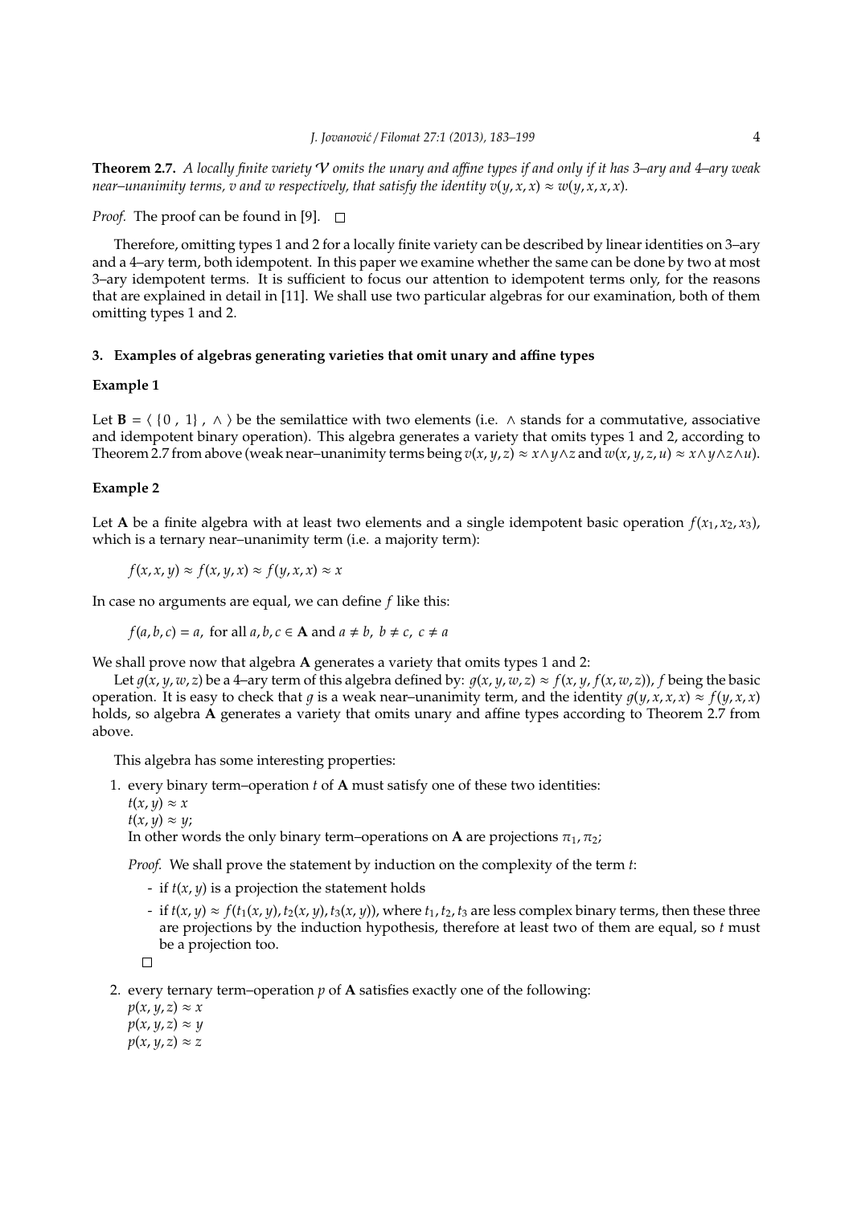**Theorem 2.7.** *A locally finite variety $\mathcal{V}$ omits the unary and affine types if and only if it has 3–ary and 4–ary weak near–unanimity terms, v and w respectively, that satisfy the identity $v(y, x, x) \approx w(y, x, x, x)$.*

*Proof.* The proof can be found in [9]. □

Therefore, omitting types 1 and 2 for a locally finite variety can be described by linear identities on 3–ary and a 4–ary term, both idempotent. In this paper we examine whether the same can be done by two at most 3–ary idempotent terms. It is sufficient to focus our attention to idempotent terms only, for the reasons that are explained in detail in [11]. We shall use two particular algebras for our examination, both of them omitting types 1 and 2.

## 3. Examples of algebras generating varieties that omit unary and affine types

### Example 1

Let $\mathbf{B} = \langle \{0 , 1\} , \wedge \rangle$ be the semilattice with two elements (i.e. $\wedge$ stands for a commutative, associative and idempotent binary operation). This algebra generates a variety that omits types 1 and 2, according to Theorem 2.7 from above (weak near–unanimity terms being $v(x, y, z) \approx x \wedge y \wedge z$ and $w(x, y, z, u) \approx x \wedge y \wedge z \wedge u$).

### Example 2

Let $\mathbf{A}$ be a finite algebra with at least two elements and a single idempotent basic operation $f(x_1, x_2, x_3)$, which is a ternary near–unanimity term (i.e. a majority term):

$$f(x, x, y) \approx f(x, y, x) \approx f(y, x, x) \approx x$$

In case no arguments are equal, we can define $f$ like this:

$$f(a, b, c) = a, \text{ for all } a, b, c \in \mathbf{A} \text{ and } a \neq b,\ b \neq c,\ c \neq a$$

We shall prove now that algebra $\mathbf{A}$ generates a variety that omits types 1 and 2:

Let $g(x, y, w, z)$ be a 4–ary term of this algebra defined by: $g(x, y, w, z) \approx f(x, y, f(x, w, z))$, $f$ being the basic operation. It is easy to check that $g$ is a weak near–unanimity term, and the identity $g(y, x, x, x) \approx f(y, x, x)$ holds, so algebra $\mathbf{A}$ generates a variety that omits unary and affine types according to Theorem 2.7 from above.

This algebra has some interesting properties:

1. every binary term–operation $t$ of $\mathbf{A}$ must satisfy one of these two identities:
   $t(x, y) \approx x$
   $t(x, y) \approx y$;
   In other words the only binary term–operations on $\mathbf{A}$ are projections $\pi_1, \pi_2$;

   *Proof.* We shall prove the statement by induction on the complexity of the term $t$:

   - if $t(x, y)$ is a projection the statement holds
   - if $t(x, y) \approx f(t_1(x, y), t_2(x, y), t_3(x, y))$, where $t_1, t_2, t_3$ are less complex binary terms, then these three are projections by the induction hypothesis, therefore at least two of them are equal, so $t$ must be a projection too.

   □

2. every ternary term–operation $p$ of $\mathbf{A}$ satisfies exactly one of the following:
   $p(x, y, z) \approx x$
   $p(x, y, z) \approx y$
   $p(x, y, z) \approx z$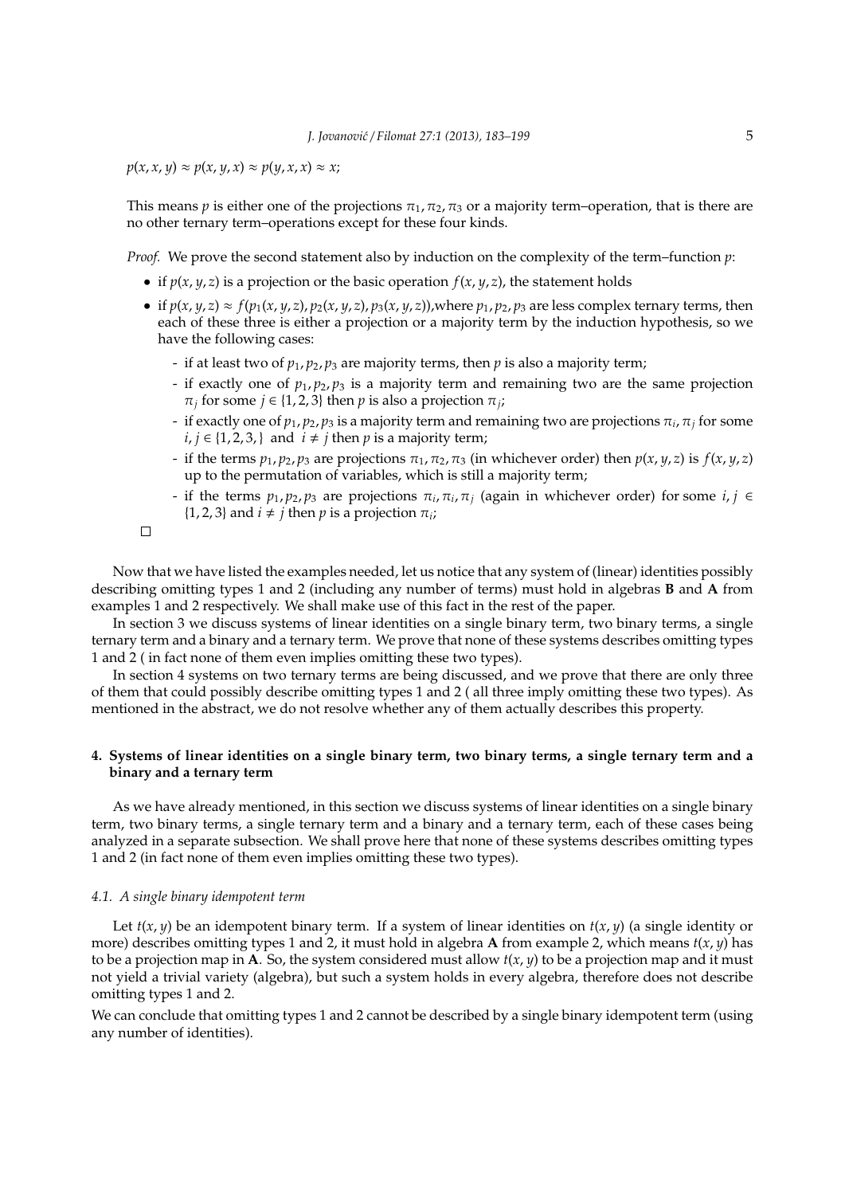$p(x, x, y) \approx p(x, y, x) \approx p(y, x, x) \approx x$;

This means $p$ is either one of the projections $\pi_1, \pi_2, \pi_3$ or a majority term–operation, that is there are no other ternary term–operations except for these four kinds.

*Proof.* We prove the second statement also by induction on the complexity of the term–function $p$:

- if $p(x, y, z)$ is a projection or the basic operation $f(x, y, z)$, the statement holds
- if $p(x, y, z) \approx f(p_1(x, y, z), p_2(x, y, z), p_3(x, y, z))$,where $p_1, p_2, p_3$ are less complex ternary terms, then each of these three is either a projection or a majority term by the induction hypothesis, so we have the following cases:
  - if at least two of $p_1, p_2, p_3$ are majority terms, then $p$ is also a majority term;
  - if exactly one of $p_1, p_2, p_3$ is a majority term and remaining two are the same projection $\pi_j$ for some $j \in \{1, 2, 3\}$ then $p$ is also a projection $\pi_j$;
  - if exactly one of $p_1, p_2, p_3$ is a majority term and remaining two are projections $\pi_i, \pi_j$ for some $i, j \in \{1, 2, 3, \}$ and $i \neq j$ then $p$ is a majority term;
  - if the terms $p_1, p_2, p_3$ are projections $\pi_1, \pi_2, \pi_3$ (in whichever order) then $p(x, y, z)$ is $f(x, y, z)$ up to the permutation of variables, which is still a majority term;
  - if the terms $p_1, p_2, p_3$ are projections $\pi_i, \pi_i, \pi_j$ (again in whichever order) for some $i, j \in \{1, 2, 3\}$ and $i \neq j$ then $p$ is a projection $\pi_i$;

□

Now that we have listed the examples needed, let us notice that any system of (linear) identities possibly describing omitting types 1 and 2 (including any number of terms) must hold in algebras **B** and **A** from examples 1 and 2 respectively. We shall make use of this fact in the rest of the paper.

In section 3 we discuss systems of linear identities on a single binary term, two binary terms, a single ternary term and a binary and a ternary term. We prove that none of these systems describes omitting types 1 and 2 ( in fact none of them even implies omitting these two types).

In section 4 systems on two ternary terms are being discussed, and we prove that there are only three of them that could possibly describe omitting types 1 and 2 ( all three imply omitting these two types). As mentioned in the abstract, we do not resolve whether any of them actually describes this property.

## 4. Systems of linear identities on a single binary term, two binary terms, a single ternary term and a binary and a ternary term

As we have already mentioned, in this section we discuss systems of linear identities on a single binary term, two binary terms, a single ternary term and a binary and a ternary term, each of these cases being analyzed in a separate subsection. We shall prove here that none of these systems describes omitting types 1 and 2 (in fact none of them even implies omitting these two types).

### 4.1. A single binary idempotent term

Let $t(x, y)$ be an idempotent binary term. If a system of linear identities on $t(x, y)$ (a single identity or more) describes omitting types 1 and 2, it must hold in algebra **A** from example 2, which means $t(x, y)$ has to be a projection map in **A**. So, the system considered must allow $t(x, y)$ to be a projection map and it must not yield a trivial variety (algebra), but such a system holds in every algebra, therefore does not describe omitting types 1 and 2.

We can conclude that omitting types 1 and 2 cannot be described by a single binary idempotent term (using any number of identities).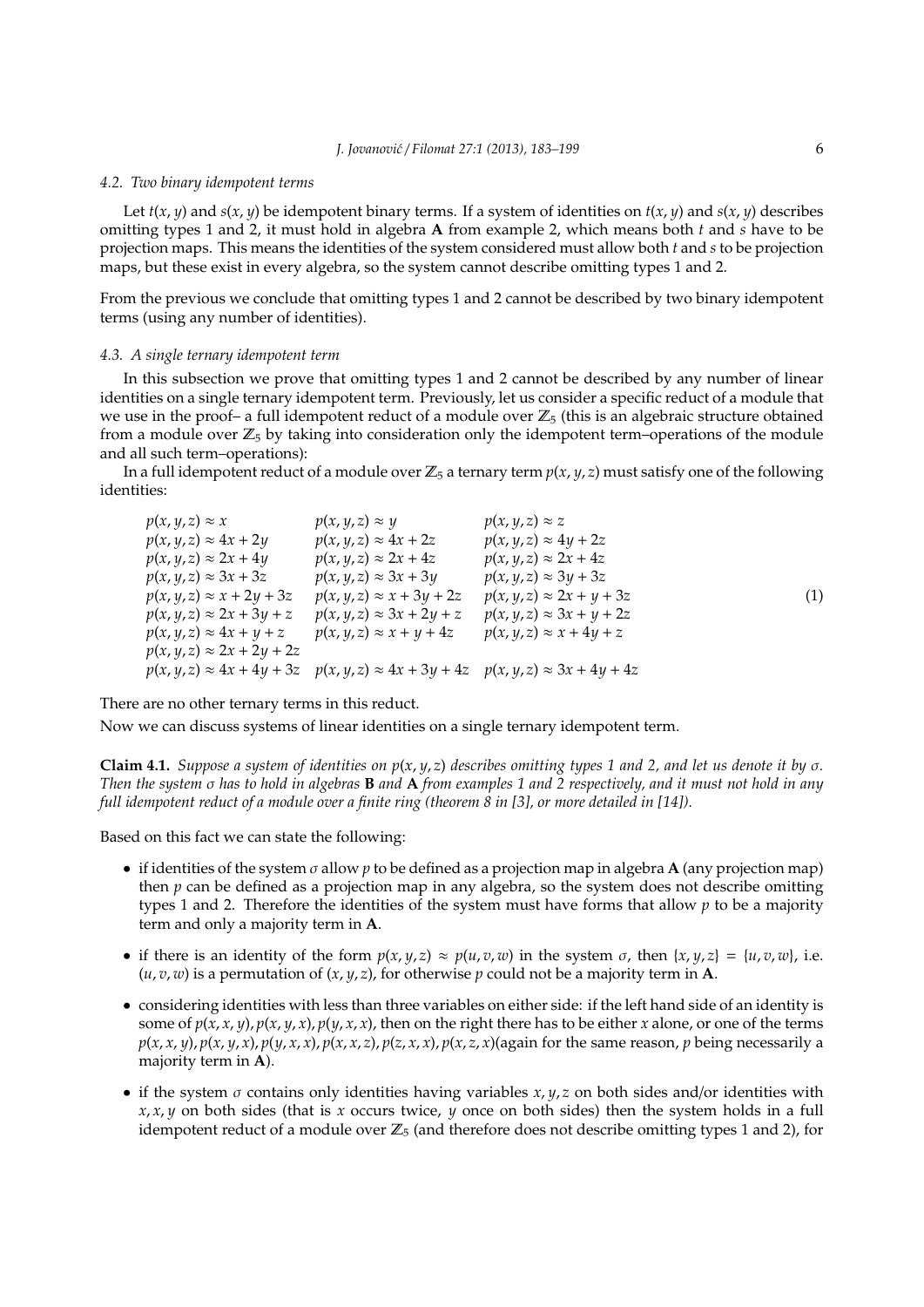### 4.2. Two binary idempotent terms

Let $t(x, y)$ and $s(x, y)$ be idempotent binary terms. If a system of identities on $t(x, y)$ and $s(x, y)$ describes omitting types 1 and 2, it must hold in algebra **A** from example 2, which means both $t$ and $s$ have to be projection maps. This means the identities of the system considered must allow both $t$ and $s$ to be projection maps, but these exist in every algebra, so the system cannot describe omitting types 1 and 2.

From the previous we conclude that omitting types 1 and 2 cannot be described by two binary idempotent terms (using any number of identities).

### 4.3. A single ternary idempotent term

In this subsection we prove that omitting types 1 and 2 cannot be described by any number of linear identities on a single ternary idempotent term. Previously, let us consider a specific reduct of a module that we use in the proof– a full idempotent reduct of a module over $\mathbb{Z}_5$ (this is an algebraic structure obtained from a module over $\mathbb{Z}_5$ by taking into consideration only the idempotent term–operations of the module and all such term–operations):

In a full idempotent reduct of a module over $\mathbb{Z}_5$ a ternary term $p(x, y, z)$ must satisfy one of the following identities:

$$
\begin{array}{lll}
p(x,y,z) \approx x & p(x,y,z) \approx y & p(x,y,z) \approx z \\
p(x,y,z) \approx 4x+2y & p(x,y,z) \approx 4x+2z & p(x,y,z) \approx 4y+2z \\
p(x,y,z) \approx 2x+4y & p(x,y,z) \approx 2x+4z & p(x,y,z) \approx 2x+4z \\
p(x,y,z) \approx 3x+3z & p(x,y,z) \approx 3x+3y & p(x,y,z) \approx 3y+3z \\
p(x,y,z) \approx x+2y+3z & p(x,y,z) \approx x+3y+2z & p(x,y,z) \approx 2x+y+3z \\
p(x,y,z) \approx 2x+3y+z & p(x,y,z) \approx 3x+2y+z & p(x,y,z) \approx 3x+y+2z \\
p(x,y,z) \approx 4x+y+z & p(x,y,z) \approx x+y+4z & p(x,y,z) \approx x+4y+z \\
p(x,y,z) \approx 2x+2y+2z & & \\
p(x,y,z) \approx 4x+4y+3z & p(x,y,z) \approx 4x+3y+4z & p(x,y,z) \approx 3x+4y+4z
\end{array} \tag{1}
$$

There are no other ternary terms in this reduct.

Now we can discuss systems of linear identities on a single ternary idempotent term.

**Claim 4.1.** *Suppose a system of identities on $p(x, y, z)$ describes omitting types 1 and 2, and let us denote it by $\sigma$. Then the system $\sigma$ has to hold in algebras* **B** *and* **A** *from examples 1 and 2 respectively, and it must not hold in any full idempotent reduct of a module over a finite ring (theorem 8 in [3], or more detailed in [14]).*

Based on this fact we can state the following:

- if identities of the system $\sigma$ allow $p$ to be defined as a projection map in algebra **A** (any projection map) then $p$ can be defined as a projection map in any algebra, so the system does not describe omitting types 1 and 2. Therefore the identities of the system must have forms that allow $p$ to be a majority term and only a majority term in **A**.
- if there is an identity of the form $p(x, y, z) \approx p(u, v, w)$ in the system $\sigma$, then $\{x, y, z\} = \{u, v, w\}$, i.e. $(u, v, w)$ is a permutation of $(x, y, z)$, for otherwise $p$ could not be a majority term in **A**.
- considering identities with less than three variables on either side: if the left hand side of an identity is some of $p(x, x, y), p(x, y, x), p(y, x, x)$, then on the right there has to be either $x$ alone, or one of the terms $p(x, x, y), p(x, y, x), p(y, x, x), p(x, x, z), p(z, x, x), p(x, z, x)$(again for the same reason, $p$ being necessarily a majority term in **A**).
- if the system $\sigma$ contains only identities having variables $x, y, z$ on both sides and/or identities with $x, x, y$ on both sides (that is $x$ occurs twice, $y$ once on both sides) then the system holds in a full idempotent reduct of a module over $\mathbb{Z}_5$ (and therefore does not describe omitting types 1 and 2), for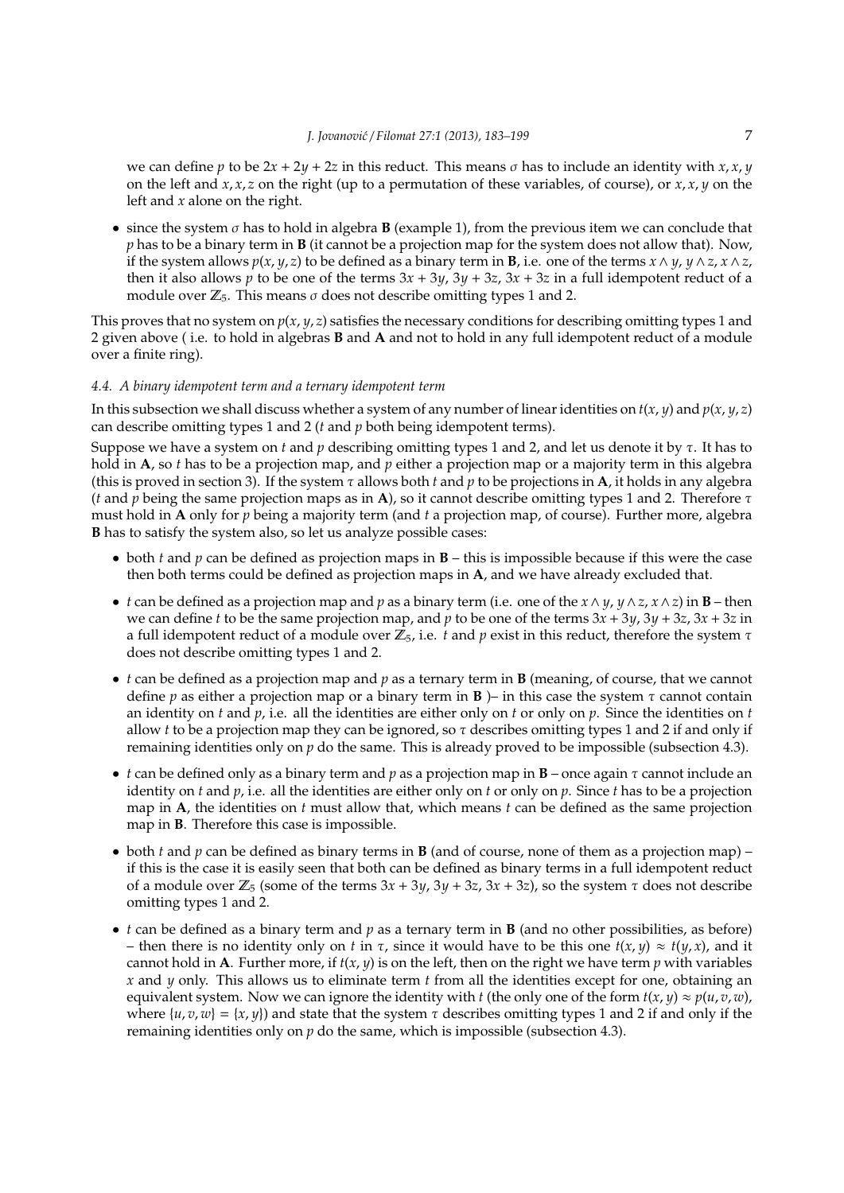we can define $p$ to be $2x + 2y + 2z$ in this reduct. This means $\sigma$ has to include an identity with $x, x, y$ on the left and $x, x, z$ on the right (up to a permutation of these variables, of course), or $x, x, y$ on the left and $x$ alone on the right.

- since the system $\sigma$ has to hold in algebra **B** (example 1), from the previous item we can conclude that $p$ has to be a binary term in **B** (it cannot be a projection map for the system does not allow that). Now, if the system allows $p(x, y, z)$ to be defined as a binary term in **B**, i.e. one of the terms $x \wedge y$, $y \wedge z$, $x \wedge z$, then it also allows $p$ to be one of the terms $3x + 3y$, $3y + 3z$, $3x + 3z$ in a full idempotent reduct of a module over $\mathbb{Z}_5$. This means $\sigma$ does not describe omitting types 1 and 2.

This proves that no system on $p(x, y, z)$ satisfies the necessary conditions for describing omitting types 1 and 2 given above ( i.e. to hold in algebras **B** and **A** and not to hold in any full idempotent reduct of a module over a finite ring).

#### *4.4. A binary idempotent term and a ternary idempotent term*

In this subsection we shall discuss whether a system of any number of linear identities on $t(x, y)$ and $p(x, y, z)$ can describe omitting types 1 and 2 ($t$ and $p$ both being idempotent terms).

Suppose we have a system on $t$ and $p$ describing omitting types 1 and 2, and let us denote it by $\tau$. It has to hold in **A**, so $t$ has to be a projection map, and $p$ either a projection map or a majority term in this algebra (this is proved in section 3). If the system $\tau$ allows both $t$ and $p$ to be projections in **A**, it holds in any algebra ($t$ and $p$ being the same projection maps as in **A**), so it cannot describe omitting types 1 and 2. Therefore $\tau$ must hold in **A** only for $p$ being a majority term (and $t$ a projection map, of course). Further more, algebra **B** has to satisfy the system also, so let us analyze possible cases:

- both $t$ and $p$ can be defined as projection maps in **B** – this is impossible because if this were the case then both terms could be defined as projection maps in **A**, and we have already excluded that.
- $t$ can be defined as a projection map and $p$ as a binary term (i.e. one of the $x \wedge y$, $y \wedge z$, $x \wedge z$) in **B** – then we can define $t$ to be the same projection map, and $p$ to be one of the terms $3x + 3y$, $3y + 3z$, $3x + 3z$ in a full idempotent reduct of a module over $\mathbb{Z}_5$, i.e. $t$ and $p$ exist in this reduct, therefore the system $\tau$ does not describe omitting types 1 and 2.
- $t$ can be defined as a projection map and $p$ as a ternary term in **B** (meaning, of course, that we cannot define $p$ as either a projection map or a binary term in **B** )– in this case the system $\tau$ cannot contain an identity on $t$ and $p$, i.e. all the identities are either only on $t$ or only on $p$. Since the identities on $t$ allow $t$ to be a projection map they can be ignored, so $\tau$ describes omitting types 1 and 2 if and only if remaining identities only on $p$ do the same. This is already proved to be impossible (subsection 4.3).
- $t$ can be defined only as a binary term and $p$ as a projection map in **B** – once again $\tau$ cannot include an identity on $t$ and $p$, i.e. all the identities are either only on $t$ or only on $p$. Since $t$ has to be a projection map in **A**, the identities on $t$ must allow that, which means $t$ can be defined as the same projection map in **B**. Therefore this case is impossible.
- both $t$ and $p$ can be defined as binary terms in **B** (and of course, none of them as a projection map) – if this is the case it is easily seen that both can be defined as binary terms in a full idempotent reduct of a module over $\mathbb{Z}_5$ (some of the terms $3x + 3y$, $3y + 3z$, $3x + 3z$), so the system $\tau$ does not describe omitting types 1 and 2.
- $t$ can be defined as a binary term and $p$ as a ternary term in **B** (and no other possibilities, as before) – then there is no identity only on $t$ in $\tau$, since it would have to be this one $t(x, y) \approx t(y, x)$, and it cannot hold in **A**. Further more, if $t(x, y)$ is on the left, then on the right we have term $p$ with variables $x$ and $y$ only. This allows us to eliminate term $t$ from all the identities except for one, obtaining an equivalent system. Now we can ignore the identity with $t$ (the only one of the form $t(x, y) \approx p(u, v, w)$, where $\{u, v, w\} = \{x, y\}$) and state that the system $\tau$ describes omitting types 1 and 2 if and only if the remaining identities only on $p$ do the same, which is impossible (subsection 4.3).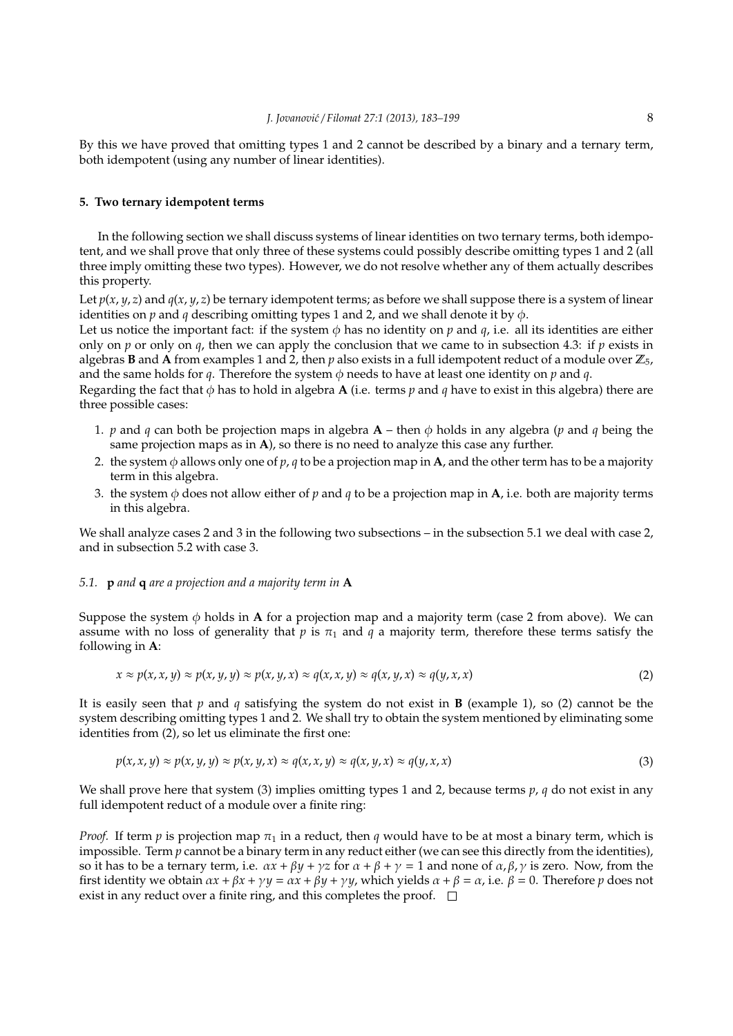By this we have proved that omitting types 1 and 2 cannot be described by a binary and a ternary term, both idempotent (using any number of linear identities).

## 5. Two ternary idempotent terms

In the following section we shall discuss systems of linear identities on two ternary terms, both idempotent, and we shall prove that only three of these systems could possibly describe omitting types 1 and 2 (all three imply omitting these two types). However, we do not resolve whether any of them actually describes this property.

Let $p(x, y, z)$ and $q(x, y, z)$ be ternary idempotent terms; as before we shall suppose there is a system of linear identities on $p$ and $q$ describing omitting types 1 and 2, and we shall denote it by $\phi$.

Let us notice the important fact: if the system $\phi$ has no identity on $p$ and $q$, i.e. all its identities are either only on $p$ or only on $q$, then we can apply the conclusion that we came to in subsection 4.3: if $p$ exists in algebras **B** and **A** from examples 1 and 2, then $p$ also exists in a full idempotent reduct of a module over $\mathbb{Z}_5$, and the same holds for $q$. Therefore the system $\phi$ needs to have at least one identity on $p$ and $q$.

Regarding the fact that $\phi$ has to hold in algebra **A** (i.e. terms $p$ and $q$ have to exist in this algebra) there are three possible cases:

1. $p$ and $q$ can both be projection maps in algebra **A** – then $\phi$ holds in any algebra ($p$ and $q$ being the same projection maps as in **A**), so there is no need to analyze this case any further.
2. the system $\phi$ allows only one of $p, q$ to be a projection map in **A**, and the other term has to be a majority term in this algebra.
3. the system $\phi$ does not allow either of $p$ and $q$ to be a projection map in **A**, i.e. both are majority terms in this algebra.

We shall analyze cases 2 and 3 in the following two subsections – in the subsection 5.1 we deal with case 2, and in subsection 5.2 with case 3.

### 5.1. **p** and **q** are a projection and a majority term in **A**

Suppose the system $\phi$ holds in **A** for a projection map and a majority term (case 2 from above). We can assume with no loss of generality that $p$ is $\pi_1$ and $q$ a majority term, therefore these terms satisfy the following in **A**:

$$x \approx p(x, x, y) \approx p(x, y, y) \approx p(x, y, x) \approx q(x, x, y) \approx q(x, y, x) \approx q(y, x, x) \tag{2}$$

It is easily seen that $p$ and $q$ satisfying the system do not exist in **B** (example 1), so (2) cannot be the system describing omitting types 1 and 2. We shall try to obtain the system mentioned by eliminating some identities from (2), so let us eliminate the first one:

$$p(x, x, y) \approx p(x, y, y) \approx p(x, y, x) \approx q(x, x, y) \approx q(x, y, x) \approx q(y, x, x) \tag{3}$$

We shall prove here that system (3) implies omitting types 1 and 2, because terms $p, q$ do not exist in any full idempotent reduct of a module over a finite ring:

*Proof.* If term $p$ is projection map $\pi_1$ in a reduct, then $q$ would have to be at most a binary term, which is impossible. Term $p$ cannot be a binary term in any reduct either (we can see this directly from the identities), so it has to be a ternary term, i.e. $\alpha x + \beta y + \gamma z$ for $\alpha + \beta + \gamma = 1$ and none of $\alpha, \beta, \gamma$ is zero. Now, from the first identity we obtain $\alpha x + \beta x + \gamma y = \alpha x + \beta y + \gamma y$, which yields $\alpha + \beta = \alpha$, i.e. $\beta = 0$. Therefore $p$ does not exist in any reduct over a finite ring, and this completes the proof. □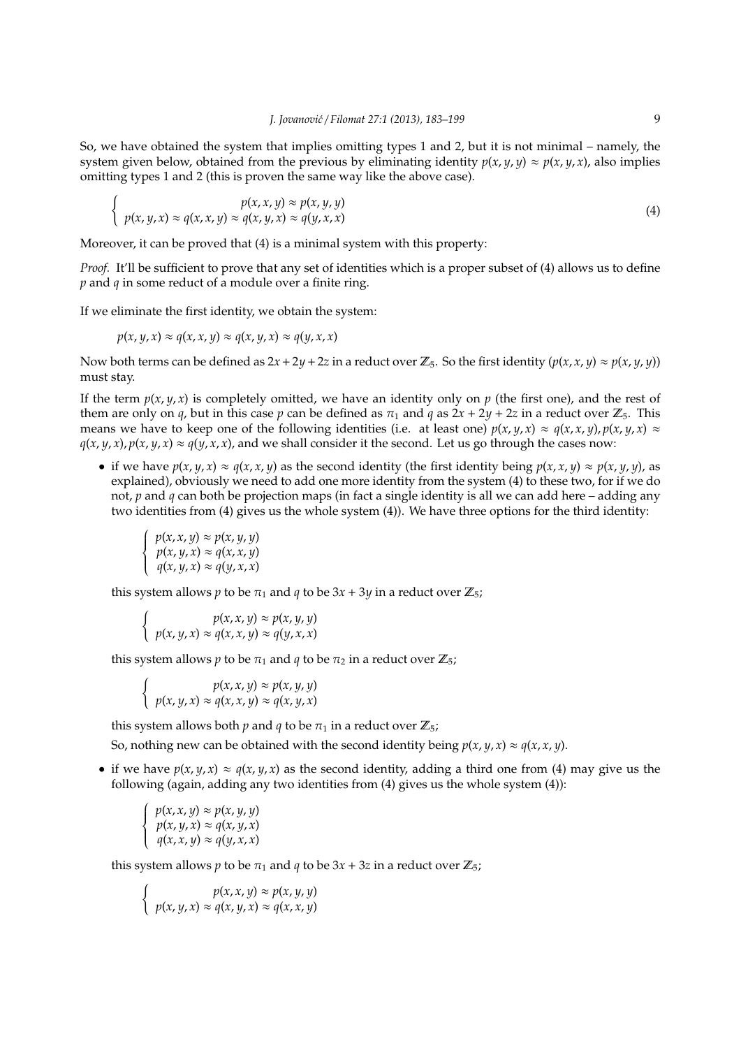So, we have obtained the system that implies omitting types 1 and 2, but it is not minimal – namely, the system given below, obtained from the previous by eliminating identity $p(x, y, y) \approx p(x, y, x)$, also implies omitting types 1 and 2 (this is proven the same way like the above case).

$$\begin{cases} p(x, x, y) \approx p(x, y, y) \\ p(x, y, x) \approx q(x, x, y) \approx q(x, y, x) \approx q(y, x, x) \end{cases} \tag{4}$$

Moreover, it can be proved that (4) is a minimal system with this property:

*Proof.* It'll be sufficient to prove that any set of identities which is a proper subset of (4) allows us to define $p$ and $q$ in some reduct of a module over a finite ring.

If we eliminate the first identity, we obtain the system:

$$p(x, y, x) \approx q(x, x, y) \approx q(x, y, x) \approx q(y, x, x)$$

Now both terms can be defined as $2x + 2y + 2z$ in a reduct over $\mathbb{Z}_5$. So the first identity ($p(x, x, y) \approx p(x, y, y)$) must stay.

If the term $p(x, y, x)$ is completely omitted, we have an identity only on $p$ (the first one), and the rest of them are only on $q$, but in this case $p$ can be defined as $\pi_1$ and $q$ as $2x + 2y + 2z$ in a reduct over $\mathbb{Z}_5$. This means we have to keep one of the following identities (i.e. at least one) $p(x, y, x) \approx q(x, x, y), p(x, y, x) \approx q(x, y, x), p(x, y, x) \approx q(y, x, x)$, and we shall consider it the second. Let us go through the cases now:

- if we have $p(x, y, x) \approx q(x, x, y)$ as the second identity (the first identity being $p(x, x, y) \approx p(x, y, y)$, as explained), obviously we need to add one more identity from the system (4) to these two, for if we do not, $p$ and $q$ can both be projection maps (in fact a single identity is all we can add here – adding any two identities from (4) gives us the whole system (4)). We have three options for the third identity:

  $$\begin{cases} p(x, x, y) \approx p(x, y, y) \\ p(x, y, x) \approx q(x, x, y) \\ q(x, y, x) \approx q(y, x, x) \end{cases}$$

  this system allows $p$ to be $\pi_1$ and $q$ to be $3x + 3y$ in a reduct over $\mathbb{Z}_5$;

  $$\begin{cases} p(x, x, y) \approx p(x, y, y) \\ p(x, y, x) \approx q(x, x, y) \approx q(y, x, x) \end{cases}$$

  this system allows $p$ to be $\pi_1$ and $q$ to be $\pi_2$ in a reduct over $\mathbb{Z}_5$;

  $$\begin{cases} p(x, x, y) \approx p(x, y, y) \\ p(x, y, x) \approx q(x, x, y) \approx q(x, y, x) \end{cases}$$

  this system allows both $p$ and $q$ to be $\pi_1$ in a reduct over $\mathbb{Z}_5$;

  So, nothing new can be obtained with the second identity being $p(x, y, x) \approx q(x, x, y)$.

- if we have $p(x, y, x) \approx q(x, y, x)$ as the second identity, adding a third one from (4) may give us the following (again, adding any two identities from (4) gives us the whole system (4)):

  $$\begin{cases} p(x, x, y) \approx p(x, y, y) \\ p(x, y, x) \approx q(x, y, x) \\ q(x, x, y) \approx q(y, x, x) \end{cases}$$

  this system allows $p$ to be $\pi_1$ and $q$ to be $3x + 3z$ in a reduct over $\mathbb{Z}_5$;

  $$\begin{cases} p(x, x, y) \approx p(x, y, y) \\ p(x, y, x) \approx q(x, y, x) \approx q(x, x, y) \end{cases}$$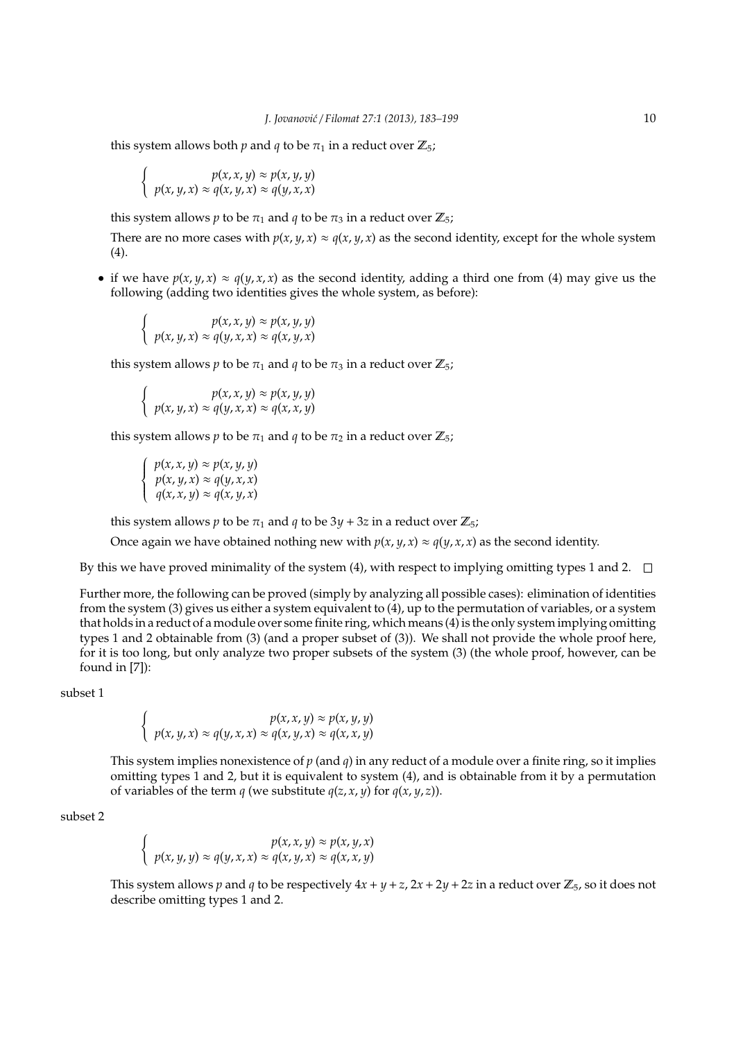this system allows both $p$ and $q$ to be $\pi_1$ in a reduct over $\mathbb{Z}_5$;

$$\begin{cases} p(x,x,y) \approx p(x,y,y) \\ p(x,y,x) \approx q(x,y,x) \approx q(y,x,x) \end{cases}$$

this system allows $p$ to be $\pi_1$ and $q$ to be $\pi_3$ in a reduct over $\mathbb{Z}_5$;

There are no more cases with $p(x,y,x) \approx q(x,y,x)$ as the second identity, except for the whole system (4).

- if we have $p(x,y,x) \approx q(y,x,x)$ as the second identity, adding a third one from (4) may give us the following (adding two identities gives the whole system, as before):

  $$\begin{cases} p(x,x,y) \approx p(x,y,y) \\ p(x,y,x) \approx q(y,x,x) \approx q(x,y,x) \end{cases}$$

  this system allows $p$ to be $\pi_1$ and $q$ to be $\pi_3$ in a reduct over $\mathbb{Z}_5$;

  $$\begin{cases} p(x,x,y) \approx p(x,y,y) \\ p(x,y,x) \approx q(y,x,x) \approx q(x,x,y) \end{cases}$$

  this system allows $p$ to be $\pi_1$ and $q$ to be $\pi_2$ in a reduct over $\mathbb{Z}_5$;

  $$\begin{cases} p(x,x,y) \approx p(x,y,y) \\ p(x,y,x) \approx q(y,x,x) \\ q(x,x,y) \approx q(x,y,x) \end{cases}$$

  this system allows $p$ to be $\pi_1$ and $q$ to be $3y + 3z$ in a reduct over $\mathbb{Z}_5$;

  Once again we have obtained nothing new with $p(x,y,x) \approx q(y,x,x)$ as the second identity.

By this we have proved minimality of the system (4), with respect to implying omitting types 1 and 2. □

Further more, the following can be proved (simply by analyzing all possible cases): elimination of identities from the system (3) gives us either a system equivalent to (4), up to the permutation of variables, or a system that holds in a reduct of a module over some finite ring, which means (4) is the only system implying omitting types 1 and 2 obtainable from (3) (and a proper subset of (3)). We shall not provide the whole proof here, for it is too long, but only analyze two proper subsets of the system (3) (the whole proof, however, can be found in [7]):

subset 1

$$\begin{cases} p(x,x,y) \approx p(x,y,y) \\ p(x,y,x) \approx q(y,x,x) \approx q(x,y,x) \approx q(x,x,y) \end{cases}$$

This system implies nonexistence of $p$ (and $q$) in any reduct of a module over a finite ring, so it implies omitting types 1 and 2, but it is equivalent to system (4), and is obtainable from it by a permutation of variables of the term $q$ (we substitute $q(z,x,y)$ for $q(x,y,z)$).

subset 2

$$\begin{cases} p(x,x,y) \approx p(x,y,x) \\ p(x,y,y) \approx q(y,x,x) \approx q(x,y,x) \approx q(x,x,y) \end{cases}$$

This system allows $p$ and $q$ to be respectively $4x + y + z$, $2x + 2y + 2z$ in a reduct over $\mathbb{Z}_5$, so it does not describe omitting types 1 and 2.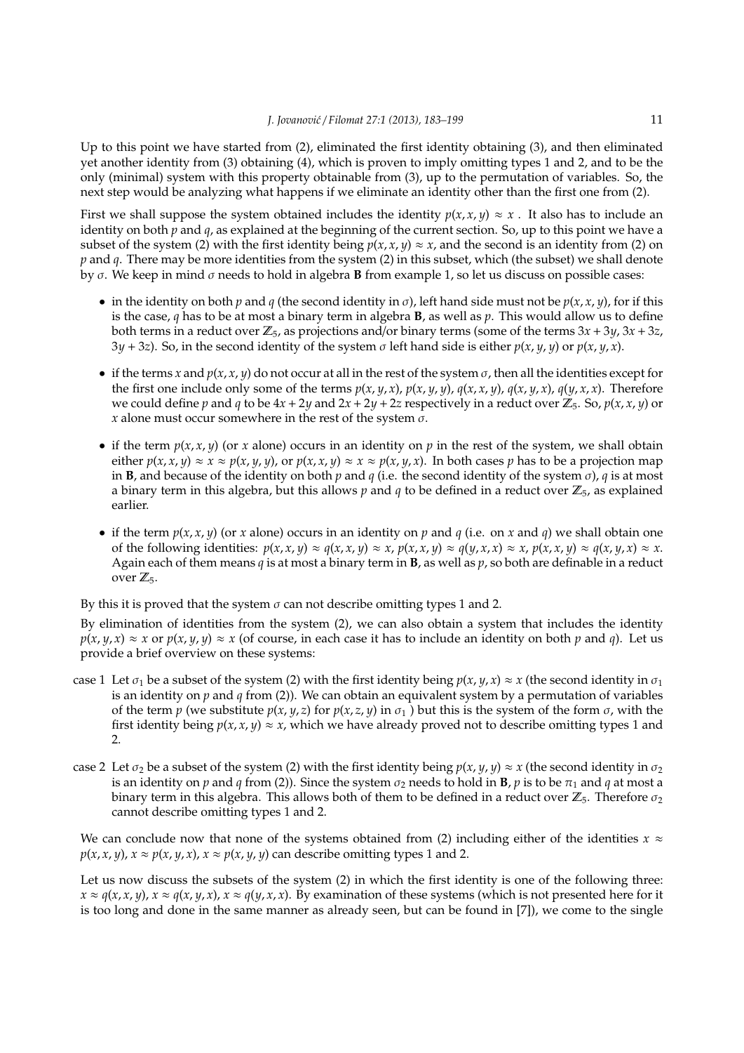Up to this point we have started from (2), eliminated the first identity obtaining (3), and then eliminated yet another identity from (3) obtaining (4), which is proven to imply omitting types 1 and 2, and to be the only (minimal) system with this property obtainable from (3), up to the permutation of variables. So, the next step would be analyzing what happens if we eliminate an identity other than the first one from (2).

First we shall suppose the system obtained includes the identity $p(x, x, y) \approx x$ . It also has to include an identity on both $p$ and $q$, as explained at the beginning of the current section. So, up to this point we have a subset of the system (2) with the first identity being $p(x, x, y) \approx x$, and the second is an identity from (2) on $p$ and $q$. There may be more identities from the system (2) in this subset, which (the subset) we shall denote by $\sigma$. We keep in mind $\sigma$ needs to hold in algebra **B** from example 1, so let us discuss on possible cases:

- in the identity on both $p$ and $q$ (the second identity in $\sigma$), left hand side must not be $p(x, x, y)$, for if this is the case, $q$ has to be at most a binary term in algebra **B**, as well as $p$. This would allow us to define both terms in a reduct over $\mathbb{Z}_5$, as projections and/or binary terms (some of the terms $3x + 3y$, $3x + 3z$, $3y + 3z$). So, in the second identity of the system $\sigma$ left hand side is either $p(x, y, y)$ or $p(x, y, x)$.
- if the terms $x$ and $p(x, x, y)$ do not occur at all in the rest of the system $\sigma$, then all the identities except for the first one include only some of the terms $p(x, y, x)$, $p(x, y, y)$, $q(x, x, y)$, $q(x, y, x)$, $q(y, x, x)$. Therefore we could define $p$ and $q$ to be $4x + 2y$ and $2x + 2y + 2z$ respectively in a reduct over $\mathbb{Z}_5$. So, $p(x, x, y)$ or $x$ alone must occur somewhere in the rest of the system $\sigma$.
- if the term $p(x, x, y)$ (or $x$ alone) occurs in an identity on $p$ in the rest of the system, we shall obtain either $p(x, x, y) \approx x \approx p(x, y, y)$, or $p(x, x, y) \approx x \approx p(x, y, x)$. In both cases $p$ has to be a projection map in **B**, and because of the identity on both $p$ and $q$ (i.e. the second identity of the system $\sigma$), $q$ is at most a binary term in this algebra, but this allows $p$ and $q$ to be defined in a reduct over $\mathbb{Z}_5$, as explained earlier.
- if the term $p(x, x, y)$ (or $x$ alone) occurs in an identity on $p$ and $q$ (i.e. on $x$ and $q$) we shall obtain one of the following identities: $p(x, x, y) \approx q(x, x, y) \approx x$, $p(x, x, y) \approx q(y, x, x) \approx x$, $p(x, x, y) \approx q(x, y, x) \approx x$. Again each of them means $q$ is at most a binary term in **B**, as well as $p$, so both are definable in a reduct over $\mathbb{Z}_5$.

By this it is proved that the system $\sigma$ can not describe omitting types 1 and 2.

By elimination of identities from the system (2), we can also obtain a system that includes the identity $p(x, y, x) \approx x$ or $p(x, y, y) \approx x$ (of course, in each case it has to include an identity on both $p$ and $q$). Let us provide a brief overview on these systems:

case 1 Let $\sigma_1$ be a subset of the system (2) with the first identity being $p(x, y, x) \approx x$ (the second identity in $\sigma_1$ is an identity on $p$ and $q$ from (2)). We can obtain an equivalent system by a permutation of variables of the term $p$ (we substitute $p(x, y, z)$ for $p(x, z, y)$ in $\sigma_1$ ) but this is the system of the form $\sigma$, with the first identity being $p(x, x, y) \approx x$, which we have already proved not to describe omitting types 1 and 2.

case 2 Let $\sigma_2$ be a subset of the system (2) with the first identity being $p(x, y, y) \approx x$ (the second identity in $\sigma_2$ is an identity on $p$ and $q$ from (2)). Since the system $\sigma_2$ needs to hold in **B**, $p$ is to be $\pi_1$ and $q$ at most a binary term in this algebra. This allows both of them to be defined in a reduct over $\mathbb{Z}_5$. Therefore $\sigma_2$ cannot describe omitting types 1 and 2.

We can conclude now that none of the systems obtained from (2) including either of the identities $x \approx p(x, x, y)$, $x \approx p(x, y, x)$, $x \approx p(x, y, y)$ can describe omitting types 1 and 2.

Let us now discuss the subsets of the system (2) in which the first identity is one of the following three: $x \approx q(x, x, y)$, $x \approx q(x, y, x)$, $x \approx q(y, x, x)$. By examination of these systems (which is not presented here for it is too long and done in the same manner as already seen, but can be found in [7]), we come to the single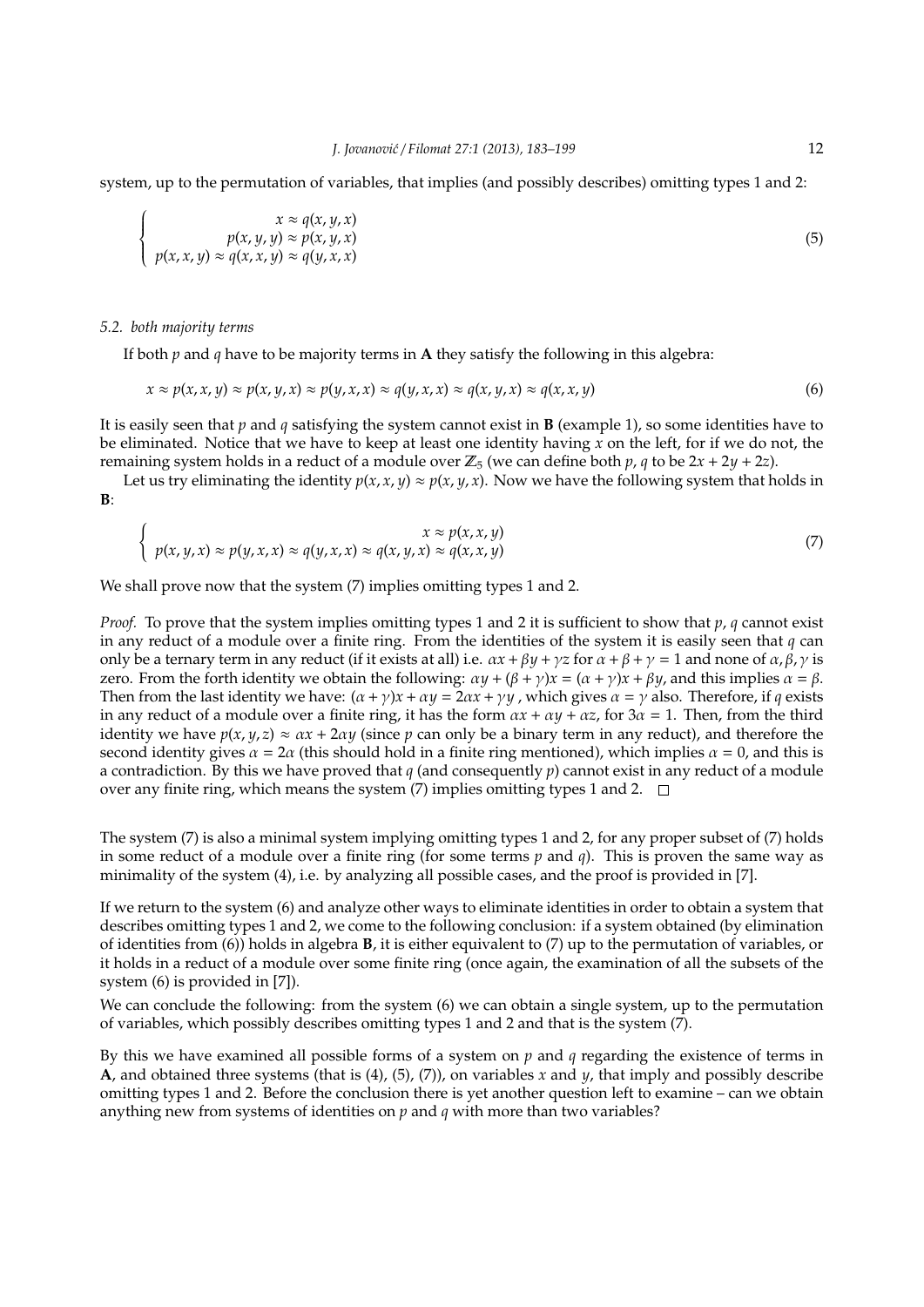system, up to the permutation of variables, that implies (and possibly describes) omitting types 1 and 2:

$$\begin{cases} x \approx q(x, y, x) \\ p(x, y, y) \approx p(x, y, x) \\ p(x, x, y) \approx q(x, x, y) \approx q(y, x, x) \end{cases} \tag{5}$$

*5.2. both majority terms*

If both $p$ and $q$ have to be majority terms in **A** they satisfy the following in this algebra:

$$x \approx p(x, x, y) \approx p(x, y, x) \approx p(y, x, x) \approx q(y, x, x) \approx q(x, y, x) \approx q(x, x, y) \tag{6}$$

It is easily seen that $p$ and $q$ satisfying the system cannot exist in **B** (example 1), so some identities have to be eliminated. Notice that we have to keep at least one identity having $x$ on the left, for if we do not, the remaining system holds in a reduct of a module over $\mathbb{Z}_5$ (we can define both $p$, $q$ to be $2x + 2y + 2z$).

Let us try eliminating the identity $p(x, x, y) \approx p(x, y, x)$. Now we have the following system that holds in **B**:

$$\begin{cases} x \approx p(x, x, y) \\ p(x, y, x) \approx p(y, x, x) \approx q(y, x, x) \approx q(x, y, x) \approx q(x, x, y) \end{cases} \tag{7}$$

We shall prove now that the system (7) implies omitting types 1 and 2.

*Proof.* To prove that the system implies omitting types 1 and 2 it is sufficient to show that $p$, $q$ cannot exist in any reduct of a module over a finite ring. From the identities of the system it is easily seen that $q$ can only be a ternary term in any reduct (if it exists at all) i.e. $\alpha x + \beta y + \gamma z$ for $\alpha + \beta + \gamma = 1$ and none of $\alpha, \beta, \gamma$ is zero. From the forth identity we obtain the following: $\alpha y + (\beta + \gamma)x = (\alpha + \gamma)x + \beta y$, and this implies $\alpha = \beta$. Then from the last identity we have: $(\alpha + \gamma)x + \alpha y = 2\alpha x + \gamma y$ , which gives $\alpha = \gamma$ also. Therefore, if $q$ exists in any reduct of a module over a finite ring, it has the form $\alpha x + \alpha y + \alpha z$, for $3\alpha = 1$. Then, from the third identity we have $p(x, y, z) \approx \alpha x + 2\alpha y$ (since $p$ can only be a binary term in any reduct), and therefore the second identity gives $\alpha = 2\alpha$ (this should hold in a finite ring mentioned), which implies $\alpha = 0$, and this is a contradiction. By this we have proved that $q$ (and consequently $p$) cannot exist in any reduct of a module over any finite ring, which means the system (7) implies omitting types 1 and 2. $\square$

The system (7) is also a minimal system implying omitting types 1 and 2, for any proper subset of (7) holds in some reduct of a module over a finite ring (for some terms $p$ and $q$). This is proven the same way as minimality of the system (4), i.e. by analyzing all possible cases, and the proof is provided in [7].

If we return to the system (6) and analyze other ways to eliminate identities in order to obtain a system that describes omitting types 1 and 2, we come to the following conclusion: if a system obtained (by elimination of identities from (6)) holds in algebra **B**, it is either equivalent to (7) up to the permutation of variables, or it holds in a reduct of a module over some finite ring (once again, the examination of all the subsets of the system (6) is provided in [7]).

We can conclude the following: from the system (6) we can obtain a single system, up to the permutation of variables, which possibly describes omitting types 1 and 2 and that is the system (7).

By this we have examined all possible forms of a system on $p$ and $q$ regarding the existence of terms in **A**, and obtained three systems (that is (4), (5), (7)), on variables $x$ and $y$, that imply and possibly describe omitting types 1 and 2. Before the conclusion there is yet another question left to examine – can we obtain anything new from systems of identities on $p$ and $q$ with more than two variables?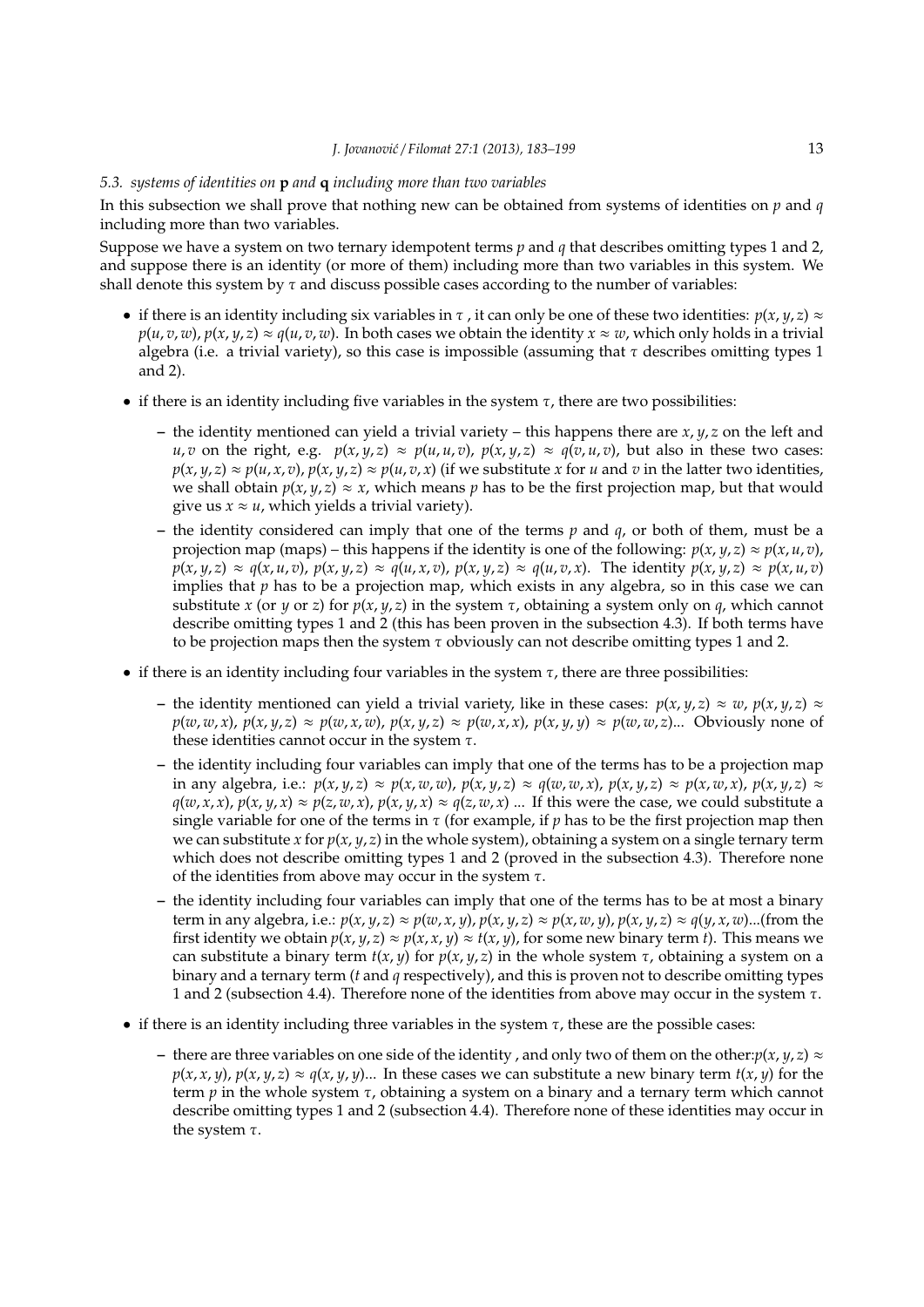### 5.3. *systems of identities on* **p** *and* **q** *including more than two variables*

In this subsection we shall prove that nothing new can be obtained from systems of identities on $p$ and $q$ including more than two variables.

Suppose we have a system on two ternary idempotent terms $p$ and $q$ that describes omitting types 1 and 2, and suppose there is an identity (or more of them) including more than two variables in this system. We shall denote this system by $\tau$ and discuss possible cases according to the number of variables:

- if there is an identity including six variables in $\tau$ , it can only be one of these two identities: $p(x, y, z) \approx p(u, v, w)$, $p(x, y, z) \approx q(u, v, w)$. In both cases we obtain the identity $x \approx w$, which only holds in a trivial algebra (i.e. a trivial variety), so this case is impossible (assuming that $\tau$ describes omitting types 1 and 2).
- if there is an identity including five variables in the system $\tau$, there are two possibilities:
  - the identity mentioned can yield a trivial variety – this happens there are $x, y, z$ on the left and $u, v$ on the right, e.g. $p(x, y, z) \approx p(u, u, v)$, $p(x, y, z) \approx q(v, u, v)$, but also in these two cases: $p(x, y, z) \approx p(u, x, v)$, $p(x, y, z) \approx p(u, v, x)$ (if we substitute $x$ for $u$ and $v$ in the latter two identities, we shall obtain $p(x, y, z) \approx x$, which means $p$ has to be the first projection map, but that would give us $x \approx u$, which yields a trivial variety).
  - the identity considered can imply that one of the terms $p$ and $q$, or both of them, must be a projection map (maps) – this happens if the identity is one of the following: $p(x, y, z) \approx p(x, u, v)$, $p(x, y, z) \approx q(x, u, v)$, $p(x, y, z) \approx q(u, x, v)$, $p(x, y, z) \approx q(u, v, x)$. The identity $p(x, y, z) \approx p(x, u, v)$ implies that $p$ has to be a projection map, which exists in any algebra, so in this case we can substitute $x$ (or $y$ or $z$) for $p(x, y, z)$ in the system $\tau$, obtaining a system only on $q$, which cannot describe omitting types 1 and 2 (this has been proven in the subsection 4.3). If both terms have to be projection maps then the system $\tau$ obviously can not describe omitting types 1 and 2.
- if there is an identity including four variables in the system $\tau$, there are three possibilities:
  - the identity mentioned can yield a trivial variety, like in these cases: $p(x, y, z) \approx w$, $p(x, y, z) \approx p(w, w, x)$, $p(x, y, z) \approx p(w, x, w)$, $p(x, y, z) \approx p(w, x, x)$, $p(x, y, y) \approx p(w, w, z)$... Obviously none of these identities cannot occur in the system $\tau$.
  - the identity including four variables can imply that one of the terms has to be a projection map in any algebra, i.e.: $p(x, y, z) \approx p(x, w, w)$, $p(x, y, z) \approx q(w, w, x)$, $p(x, y, z) \approx p(x, w, x)$, $p(x, y, z) \approx q(w, x, x)$, $p(x, y, x) \approx p(z, w, x)$, $p(x, y, x) \approx q(z, w, x)$ ... If this were the case, we could substitute a single variable for one of the terms in $\tau$ (for example, if $p$ has to be the first projection map then we can substitute $x$ for $p(x, y, z)$ in the whole system), obtaining a system on a single ternary term which does not describe omitting types 1 and 2 (proved in the subsection 4.3). Therefore none of the identities from above may occur in the system $\tau$.
  - the identity including four variables can imply that one of the terms has to be at most a binary term in any algebra, i.e.: $p(x, y, z) \approx p(w, x, y)$, $p(x, y, z) \approx p(x, w, y)$, $p(x, y, z) \approx q(y, x, w)$...(from the first identity we obtain $p(x, y, z) \approx p(x, x, y) \approx t(x, y)$, for some new binary term $t$). This means we can substitute a binary term $t(x, y)$ for $p(x, y, z)$ in the whole system $\tau$, obtaining a system on a binary and a ternary term ($t$ and $q$ respectively), and this is proven not to describe omitting types 1 and 2 (subsection 4.4). Therefore none of the identities from above may occur in the system $\tau$.
- if there is an identity including three variables in the system $\tau$, these are the possible cases:
  - there are three variables on one side of the identity , and only two of them on the other:$p(x, y, z) \approx p(x, x, y)$, $p(x, y, z) \approx q(x, y, y)$... In these cases we can substitute a new binary term $t(x, y)$ for the term $p$ in the whole system $\tau$, obtaining a system on a binary and a ternary term which cannot describe omitting types 1 and 2 (subsection 4.4). Therefore none of these identities may occur in the system $\tau$.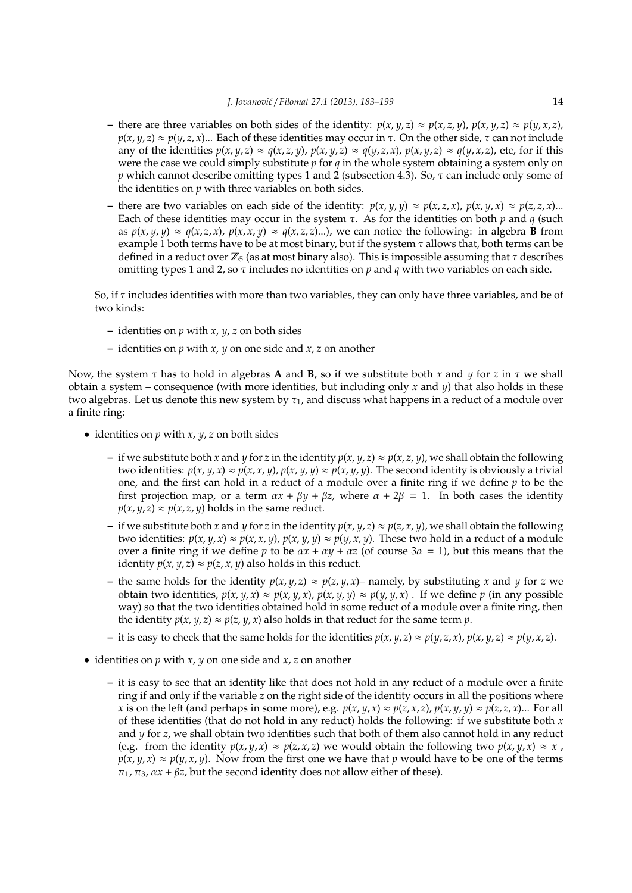- there are three variables on both sides of the identity: $p(x, y, z) \approx p(x, z, y)$, $p(x, y, z) \approx p(y, x, z)$, $p(x, y, z) \approx p(y, z, x)$... Each of these identities may occur in $\tau$. On the other side, $\tau$ can not include any of the identities $p(x, y, z) \approx q(x, z, y)$, $p(x, y, z) \approx q(y, z, x)$, $p(x, y, z) \approx q(y, x, z)$, etc, for if this were the case we could simply substitute $p$ for $q$ in the whole system obtaining a system only on $p$ which cannot describe omitting types 1 and 2 (subsection 4.3). So, $\tau$ can include only some of the identities on $p$ with three variables on both sides.
- there are two variables on each side of the identity: $p(x, y, y) \approx p(x, z, x)$, $p(x, y, x) \approx p(z, z, x)$... Each of these identities may occur in the system $\tau$. As for the identities on both $p$ and $q$ (such as $p(x, y, y) \approx q(x, z, x)$, $p(x, x, y) \approx q(x, z, z)$...), we can notice the following: in algebra **B** from example 1 both terms have to be at most binary, but if the system $\tau$ allows that, both terms can be defined in a reduct over $\mathbb{Z}_5$ (as at most binary also). This is impossible assuming that $\tau$ describes omitting types 1 and 2, so $\tau$ includes no identities on $p$ and $q$ with two variables on each side.

So, if $\tau$ includes identities with more than two variables, they can only have three variables, and be of two kinds:

- identities on $p$ with $x$, $y$, $z$ on both sides
- identities on $p$ with $x$, $y$ on one side and $x$, $z$ on another

Now, the system $\tau$ has to hold in algebras **A** and **B**, so if we substitute both $x$ and $y$ for $z$ in $\tau$ we shall obtain a system – consequence (with more identities, but including only $x$ and $y$) that also holds in these two algebras. Let us denote this new system by $\tau_1$, and discuss what happens in a reduct of a module over a finite ring:

- identities on $p$ with $x$, $y$, $z$ on both sides
  - if we substitute both $x$ and $y$ for $z$ in the identity $p(x, y, z) \approx p(x, z, y)$, we shall obtain the following two identities: $p(x, y, x) \approx p(x, x, y)$, $p(x, y, y) \approx p(x, y, y)$. The second identity is obviously a trivial one, and the first can hold in a reduct of a module over a finite ring if we define $p$ to be the first projection map, or a term $\alpha x + \beta y + \beta z$, where $\alpha + 2\beta = 1$. In both cases the identity $p(x, y, z) \approx p(x, z, y)$ holds in the same reduct.
  - if we substitute both $x$ and $y$ for $z$ in the identity $p(x, y, z) \approx p(z, x, y)$, we shall obtain the following two identities: $p(x, y, x) \approx p(x, x, y)$, $p(x, y, y) \approx p(y, x, y)$. These two hold in a reduct of a module over a finite ring if we define $p$ to be $\alpha x + \alpha y + \alpha z$ (of course $3\alpha = 1$), but this means that the identity $p(x, y, z) \approx p(z, x, y)$ also holds in this reduct.
  - the same holds for the identity $p(x, y, z) \approx p(z, y, x)$– namely, by substituting $x$ and $y$ for $z$ we obtain two identities, $p(x, y, x) \approx p(x, y, x)$, $p(x, y, y) \approx p(y, y, x)$ . If we define $p$ (in any possible way) so that the two identities obtained hold in some reduct of a module over a finite ring, then the identity $p(x, y, z) \approx p(z, y, x)$ also holds in that reduct for the same term $p$.
  - it is easy to check that the same holds for the identities $p(x, y, z) \approx p(y, z, x)$, $p(x, y, z) \approx p(y, x, z)$.
- identities on $p$ with $x$, $y$ on one side and $x$, $z$ on another
  - it is easy to see that an identity like that does not hold in any reduct of a module over a finite ring if and only if the variable $z$ on the right side of the identity occurs in all the positions where $x$ is on the left (and perhaps in some more), e.g. $p(x, y, x) \approx p(z, x, z)$, $p(x, y, y) \approx p(z, z, x)$... For all of these identities (that do not hold in any reduct) holds the following: if we substitute both $x$ and $y$ for $z$, we shall obtain two identities such that both of them also cannot hold in any reduct (e.g. from the identity $p(x, y, x) \approx p(z, x, z)$ we would obtain the following two $p(x, y, x) \approx x$ , $p(x, y, x) \approx p(y, x, y)$. Now from the first one we have that $p$ would have to be one of the terms $\pi_1$, $\pi_3$, $\alpha x + \beta z$, but the second identity does not allow either of these).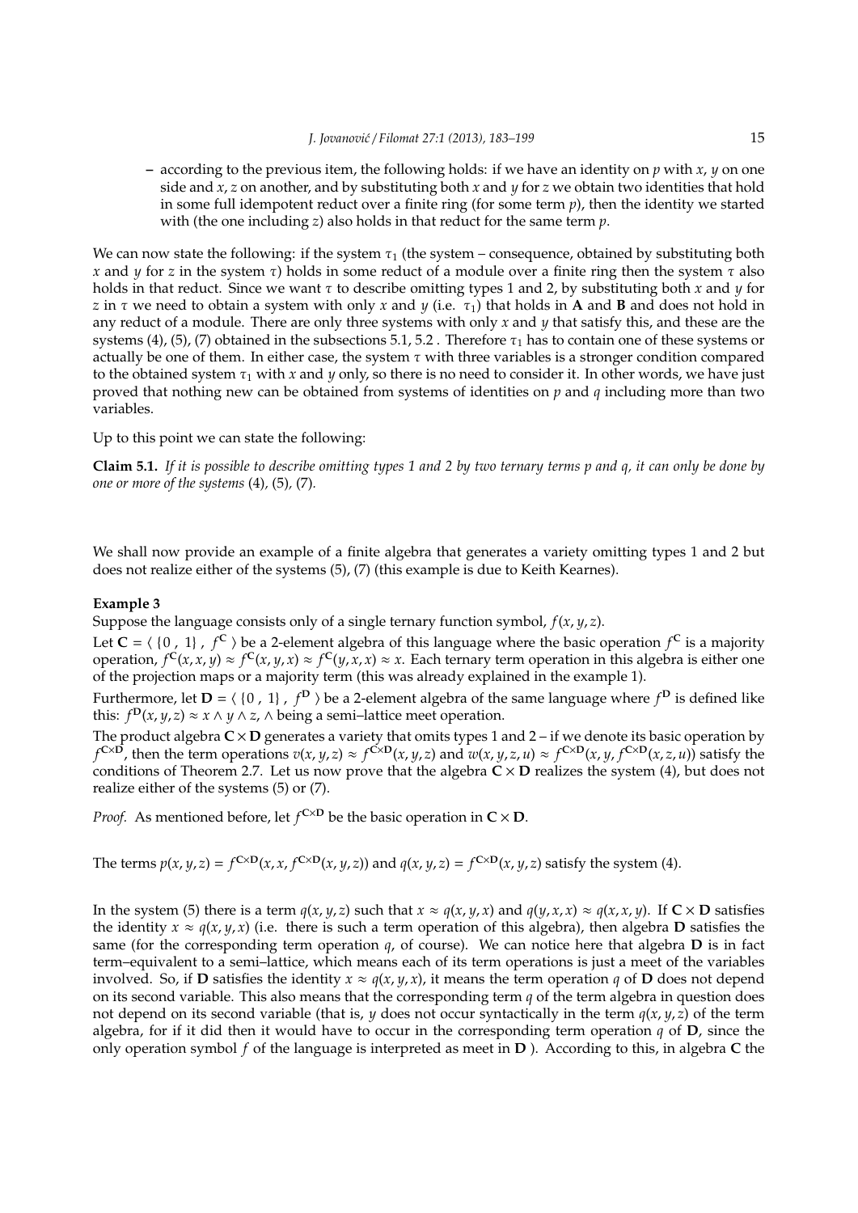– according to the previous item, the following holds: if we have an identity on $p$ with $x$, $y$ on one side and $x$, $z$ on another, and by substituting both $x$ and $y$ for $z$ we obtain two identities that hold in some full idempotent reduct over a finite ring (for some term $p$), then the identity we started with (the one including $z$) also holds in that reduct for the same term $p$.

We can now state the following: if the system $\tau_1$ (the system – consequence, obtained by substituting both $x$ and $y$ for $z$ in the system $\tau$) holds in some reduct of a module over a finite ring then the system $\tau$ also holds in that reduct. Since we want $\tau$ to describe omitting types 1 and 2, by substituting both $x$ and $y$ for $z$ in $\tau$ we need to obtain a system with only $x$ and $y$ (i.e. $\tau_1$) that holds in **A** and **B** and does not hold in any reduct of a module. There are only three systems with only $x$ and $y$ that satisfy this, and these are the systems (4), (5), (7) obtained in the subsections 5.1, 5.2 . Therefore $\tau_1$ has to contain one of these systems or actually be one of them. In either case, the system $\tau$ with three variables is a stronger condition compared to the obtained system $\tau_1$ with $x$ and $y$ only, so there is no need to consider it. In other words, we have just proved that nothing new can be obtained from systems of identities on $p$ and $q$ including more than two variables.

Up to this point we can state the following:

**Claim 5.1.** *If it is possible to describe omitting types 1 and 2 by two ternary terms p and q, it can only be done by one or more of the systems* (4)*,* (5)*,* (7)*.*

We shall now provide an example of a finite algebra that generates a variety omitting types 1 and 2 but does not realize either of the systems (5), (7) (this example is due to Keith Kearnes).

**Example 3**

Suppose the language consists only of a single ternary function symbol, $f(x, y, z)$.

Let $\mathbf{C} = \langle \{0\ ,\ 1\}\ ,\ f^{\mathbf{C}}\ \rangle$ be a 2-element algebra of this language where the basic operation $f^{\mathbf{C}}$ is a majority operation, $f^{\mathbf{C}}(x, x, y) \approx f^{\mathbf{C}}(x, y, x) \approx f^{\mathbf{C}}(y, x, x) \approx x$. Each ternary term operation in this algebra is either one of the projection maps or a majority term (this was already explained in the example 1).

Furthermore, let $\mathbf{D} = \langle \{0\ ,\ 1\}\ ,\ f^{\mathbf{D}}\ \rangle$ be a 2-element algebra of the same language where $f^{\mathbf{D}}$ is defined like this: $f^{\mathbf{D}}(x, y, z) \approx x \wedge y \wedge z$, $\wedge$ being a semi–lattice meet operation.

The product algebra $\mathbf{C} \times \mathbf{D}$ generates a variety that omits types 1 and 2 – if we denote its basic operation by $f^{\mathbf{C}\times\mathbf{D}}$, then the term operations $v(x, y, z) \approx f^{\mathbf{C}\times\mathbf{D}}(x, y, z)$ and $w(x, y, z, u) \approx f^{\mathbf{C}\times\mathbf{D}}(x, y, f^{\mathbf{C}\times\mathbf{D}}(x, z, u))$ satisfy the conditions of Theorem 2.7. Let us now prove that the algebra $\mathbf{C} \times \mathbf{D}$ realizes the system (4), but does not realize either of the systems (5) or (7).

*Proof.* As mentioned before, let $f^{\mathbf{C}\times\mathbf{D}}$ be the basic operation in $\mathbf{C} \times \mathbf{D}$.

The terms $p(x, y, z) = f^{\mathbf{C}\times\mathbf{D}}(x, x, f^{\mathbf{C}\times\mathbf{D}}(x, y, z))$ and $q(x, y, z) = f^{\mathbf{C}\times\mathbf{D}}(x, y, z)$ satisfy the system (4).

In the system (5) there is a term $q(x, y, z)$ such that $x \approx q(x, y, x)$ and $q(y, x, x) \approx q(x, x, y)$. If $\mathbf{C} \times \mathbf{D}$ satisfies the identity $x \approx q(x, y, x)$ (i.e. there is such a term operation of this algebra), then algebra **D** satisfies the same (for the corresponding term operation $q$, of course). We can notice here that algebra **D** is in fact term–equivalent to a semi–lattice, which means each of its term operations is just a meet of the variables involved. So, if **D** satisfies the identity $x \approx q(x, y, x)$, it means the term operation $q$ of **D** does not depend on its second variable. This also means that the corresponding term $q$ of the term algebra in question does not depend on its second variable (that is, $y$ does not occur syntactically in the term $q(x, y, z)$ of the term algebra, for if it did then it would have to occur in the corresponding term operation $q$ of **D**, since the only operation symbol $f$ of the language is interpreted as meet in **D** ). According to this, in algebra **C** the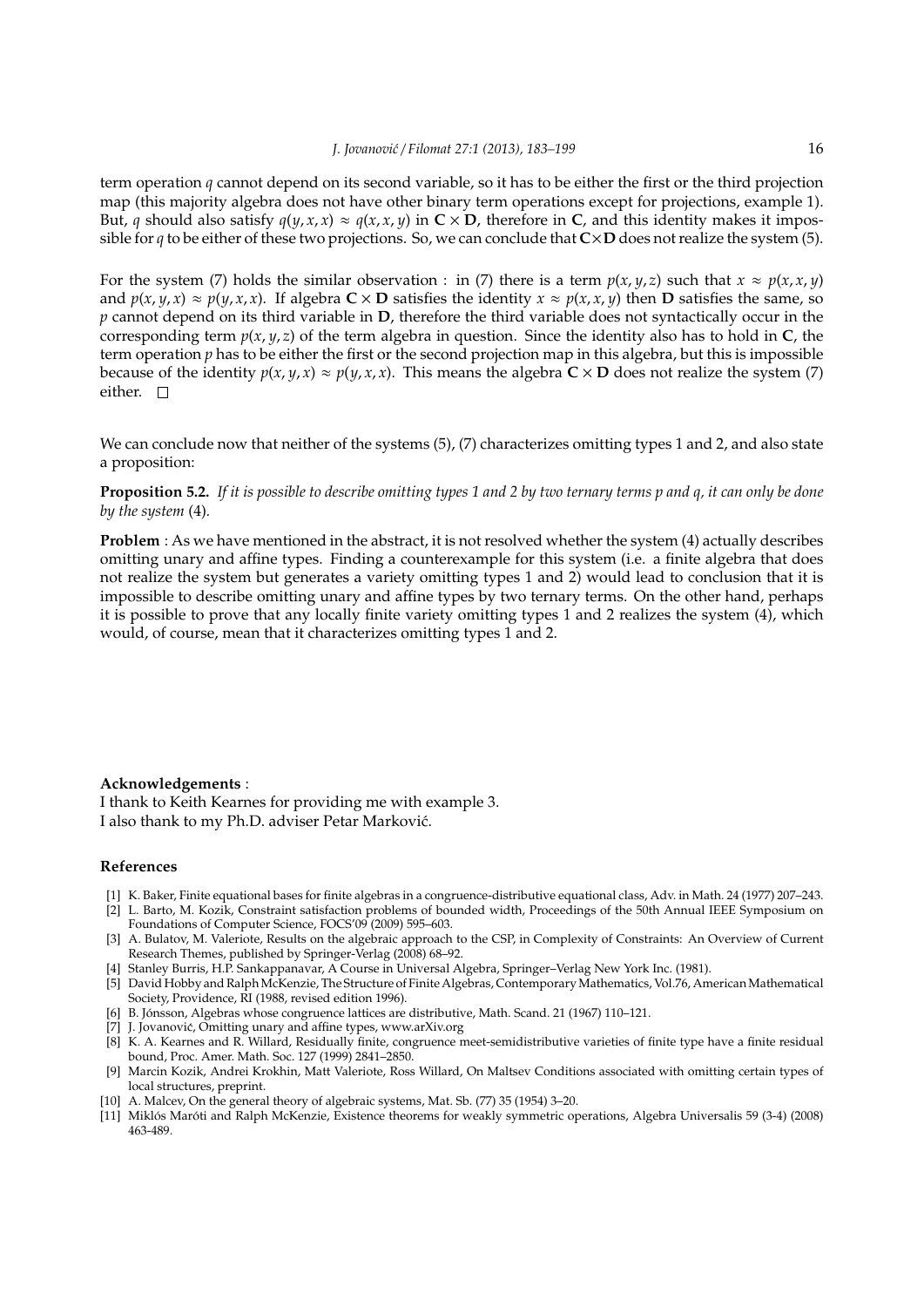term operation $q$ cannot depend on its second variable, so it has to be either the first or the third projection map (this majority algebra does not have other binary term operations except for projections, example 1). But, $q$ should also satisfy $q(y, x, x) \approx q(x, x, y)$ in $\mathbf{C} \times \mathbf{D}$, therefore in $\mathbf{C}$, and this identity makes it impossible for $q$ to be either of these two projections. So, we can conclude that $\mathbf{C} \times \mathbf{D}$ does not realize the system (5).

For the system (7) holds the similar observation : in (7) there is a term $p(x, y, z)$ such that $x \approx p(x, x, y)$ and $p(x, y, x) \approx p(y, x, x)$. If algebra $\mathbf{C} \times \mathbf{D}$ satisfies the identity $x \approx p(x, x, y)$ then $\mathbf{D}$ satisfies the same, so $p$ cannot depend on its third variable in $\mathbf{D}$, therefore the third variable does not syntactically occur in the corresponding term $p(x, y, z)$ of the term algebra in question. Since the identity also has to hold in $\mathbf{C}$, the term operation $p$ has to be either the first or the second projection map in this algebra, but this is impossible because of the identity $p(x, y, x) \approx p(y, x, x)$. This means the algebra $\mathbf{C} \times \mathbf{D}$ does not realize the system (7) either. □

We can conclude now that neither of the systems (5), (7) characterizes omitting types 1 and 2, and also state a proposition:

**Proposition 5.2.** *If it is possible to describe omitting types 1 and 2 by two ternary terms p and q, it can only be done by the system* (4)*.*

**Problem** : As we have mentioned in the abstract, it is not resolved whether the system (4) actually describes omitting unary and affine types. Finding a counterexample for this system (i.e. a finite algebra that does not realize the system but generates a variety omitting types 1 and 2) would lead to conclusion that it is impossible to describe omitting unary and affine types by two ternary terms. On the other hand, perhaps it is possible to prove that any locally finite variety omitting types 1 and 2 realizes the system (4), which would, of course, mean that it characterizes omitting types 1 and 2.

**Acknowledgements** :
I thank to Keith Kearnes for providing me with example 3.
I also thank to my Ph.D. adviser Petar Marković.

## References

[1] K. Baker, Finite equational bases for finite algebras in a congruence-distributive equational class, Adv. in Math. 24 (1977) 207–243.

[2] L. Barto, M. Kozik, Constraint satisfaction problems of bounded width, Proceedings of the 50th Annual IEEE Symposium on Foundations of Computer Science, FOCS'09 (2009) 595–603.

[3] A. Bulatov, M. Valeriote, Results on the algebraic approach to the CSP, in Complexity of Constraints: An Overview of Current Research Themes, published by Springer-Verlag (2008) 68–92.

[4] Stanley Burris, H.P. Sankappanavar, A Course in Universal Algebra, Springer–Verlag New York Inc. (1981).

[5] David Hobby and Ralph McKenzie, The Structure of Finite Algebras, Contemporary Mathematics, Vol.76, American Mathematical Society, Providence, RI (1988, revised edition 1996).

[6] B. Jónsson, Algebras whose congruence lattices are distributive, Math. Scand. 21 (1967) 110–121.

[7] J. Jovanović, Omitting unary and affine types, www.arXiv.org

[8] K. A. Kearnes and R. Willard, Residually finite, congruence meet-semidistributive varieties of finite type have a finite residual bound, Proc. Amer. Math. Soc. 127 (1999) 2841–2850.

[9] Marcin Kozik, Andrei Krokhin, Matt Valeriote, Ross Willard, On Maltsev Conditions associated with omitting certain types of local structures, preprint.

[10] A. Malcev, On the general theory of algebraic systems, Mat. Sb. (77) 35 (1954) 3–20.

[11] Miklós Maróti and Ralph McKenzie, Existence theorems for weakly symmetric operations, Algebra Universalis 59 (3-4) (2008) 463-489.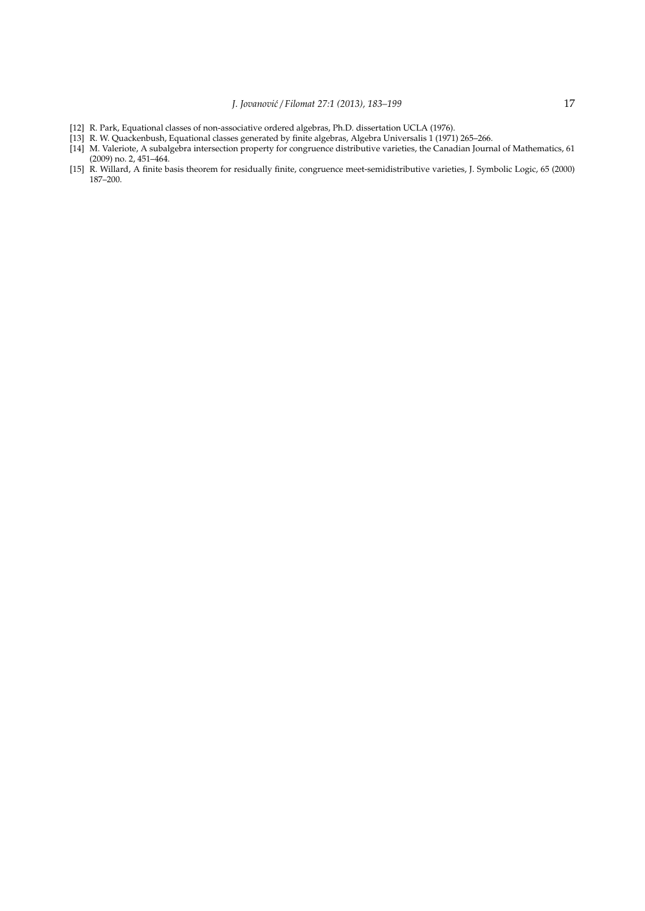[12] R. Park, Equational classes of non-associative ordered algebras, Ph.D. dissertation UCLA (1976).

[13] R. W. Quackenbush, Equational classes generated by finite algebras, Algebra Universalis 1 (1971) 265–266.

[14] M. Valeriote, A subalgebra intersection property for congruence distributive varieties, the Canadian Journal of Mathematics, 61 (2009) no. 2, 451–464.

[15] R. Willard, A finite basis theorem for residually finite, congruence meet-semidistributive varieties, J. Symbolic Logic, 65 (2000) 187–200.